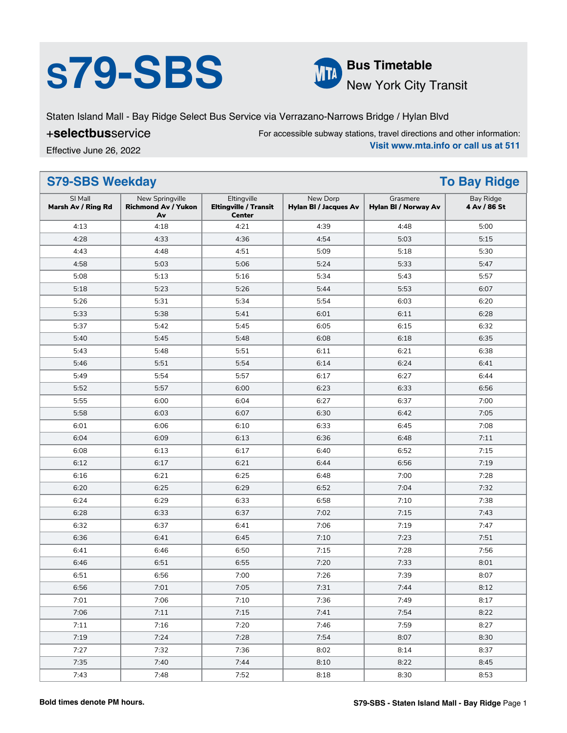# s79-SBS

**Bus Timetable**
New York City Transit

Staten Island Mall - Bay Ridge Select Bus Service via Verrazano-Narrows Bridge / Hylan Blvd

+**selectbus**service

Effective June 26, 2022

For accessible subway stations, travel directions and other information:
**Visit www.mta.info or call us at 511**

## S79-SBS Weekday — To Bay Ridge

| SI Mall **Marsh Av / Ring Rd** | New Springville **Richmond Av / Yukon Av** | Eltingville **Eltingville / Transit Center** | New Dorp **Hylan Bl / Jacques Av** | Grasmere **Hylan Bl / Norway Av** | Bay Ridge **4 Av / 86 St** |
|---|---|---|---|---|---|
| 4:13 | 4:18 | 4:21 | 4:39 | 4:48 | 5:00 |
| 4:28 | 4:33 | 4:36 | 4:54 | 5:03 | 5:15 |
| 4:43 | 4:48 | 4:51 | 5:09 | 5:18 | 5:30 |
| 4:58 | 5:03 | 5:06 | 5:24 | 5:33 | 5:47 |
| 5:08 | 5:13 | 5:16 | 5:34 | 5:43 | 5:57 |
| 5:18 | 5:23 | 5:26 | 5:44 | 5:53 | 6:07 |
| 5:26 | 5:31 | 5:34 | 5:54 | 6:03 | 6:20 |
| 5:33 | 5:38 | 5:41 | 6:01 | 6:11 | 6:28 |
| 5:37 | 5:42 | 5:45 | 6:05 | 6:15 | 6:32 |
| 5:40 | 5:45 | 5:48 | 6:08 | 6:18 | 6:35 |
| 5:43 | 5:48 | 5:51 | 6:11 | 6:21 | 6:38 |
| 5:46 | 5:51 | 5:54 | 6:14 | 6:24 | 6:41 |
| 5:49 | 5:54 | 5:57 | 6:17 | 6:27 | 6:44 |
| 5:52 | 5:57 | 6:00 | 6:23 | 6:33 | 6:56 |
| 5:55 | 6:00 | 6:04 | 6:27 | 6:37 | 7:00 |
| 5:58 | 6:03 | 6:07 | 6:30 | 6:42 | 7:05 |
| 6:01 | 6:06 | 6:10 | 6:33 | 6:45 | 7:08 |
| 6:04 | 6:09 | 6:13 | 6:36 | 6:48 | 7:11 |
| 6:08 | 6:13 | 6:17 | 6:40 | 6:52 | 7:15 |
| 6:12 | 6:17 | 6:21 | 6:44 | 6:56 | 7:19 |
| 6:16 | 6:21 | 6:25 | 6:48 | 7:00 | 7:28 |
| 6:20 | 6:25 | 6:29 | 6:52 | 7:04 | 7:32 |
| 6:24 | 6:29 | 6:33 | 6:58 | 7:10 | 7:38 |
| 6:28 | 6:33 | 6:37 | 7:02 | 7:15 | 7:43 |
| 6:32 | 6:37 | 6:41 | 7:06 | 7:19 | 7:47 |
| 6:36 | 6:41 | 6:45 | 7:10 | 7:23 | 7:51 |
| 6:41 | 6:46 | 6:50 | 7:15 | 7:28 | 7:56 |
| 6:46 | 6:51 | 6:55 | 7:20 | 7:33 | 8:01 |
| 6:51 | 6:56 | 7:00 | 7:26 | 7:39 | 8:07 |
| 6:56 | 7:01 | 7:05 | 7:31 | 7:44 | 8:12 |
| 7:01 | 7:06 | 7:10 | 7:36 | 7:49 | 8:17 |
| 7:06 | 7:11 | 7:15 | 7:41 | 7:54 | 8:22 |
| 7:11 | 7:16 | 7:20 | 7:46 | 7:59 | 8:27 |
| 7:19 | 7:24 | 7:28 | 7:54 | 8:07 | 8:30 |
| 7:27 | 7:32 | 7:36 | 8:02 | 8:14 | 8:37 |
| 7:35 | 7:40 | 7:44 | 8:10 | 8:22 | 8:45 |
| 7:43 | 7:48 | 7:52 | 8:18 | 8:30 | 8:53 |

**Bold times denote PM hours.**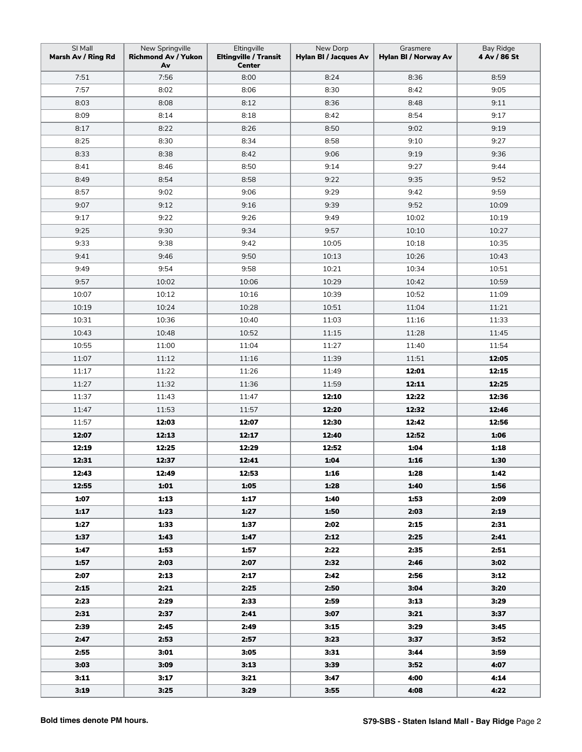| SI Mall **Marsh Av / Ring Rd** | New Springville **Richmond Av / Yukon Av** | Eltingville **Eltingville / Transit Center** | New Dorp **Hylan Bl / Jacques Av** | Grasmere **Hylan Bl / Norway Av** | Bay Ridge **4 Av / 86 St** |
|---|---|---|---|---|---|
| 7:51 | 7:56 | 8:00 | 8:24 | 8:36 | 8:59 |
| 7:57 | 8:02 | 8:06 | 8:30 | 8:42 | 9:05 |
| 8:03 | 8:08 | 8:12 | 8:36 | 8:48 | 9:11 |
| 8:09 | 8:14 | 8:18 | 8:42 | 8:54 | 9:17 |
| 8:17 | 8:22 | 8:26 | 8:50 | 9:02 | 9:19 |
| 8:25 | 8:30 | 8:34 | 8:58 | 9:10 | 9:27 |
| 8:33 | 8:38 | 8:42 | 9:06 | 9:19 | 9:36 |
| 8:41 | 8:46 | 8:50 | 9:14 | 9:27 | 9:44 |
| 8:49 | 8:54 | 8:58 | 9:22 | 9:35 | 9:52 |
| 8:57 | 9:02 | 9:06 | 9:29 | 9:42 | 9:59 |
| 9:07 | 9:12 | 9:16 | 9:39 | 9:52 | 10:09 |
| 9:17 | 9:22 | 9:26 | 9:49 | 10:02 | 10:19 |
| 9:25 | 9:30 | 9:34 | 9:57 | 10:10 | 10:27 |
| 9:33 | 9:38 | 9:42 | 10:05 | 10:18 | 10:35 |
| 9:41 | 9:46 | 9:50 | 10:13 | 10:26 | 10:43 |
| 9:49 | 9:54 | 9:58 | 10:21 | 10:34 | 10:51 |
| 9:57 | 10:02 | 10:06 | 10:29 | 10:42 | 10:59 |
| 10:07 | 10:12 | 10:16 | 10:39 | 10:52 | 11:09 |
| 10:19 | 10:24 | 10:28 | 10:51 | 11:04 | 11:21 |
| 10:31 | 10:36 | 10:40 | 11:03 | 11:16 | 11:33 |
| 10:43 | 10:48 | 10:52 | 11:15 | 11:28 | 11:45 |
| 10:55 | 11:00 | 11:04 | 11:27 | 11:40 | 11:54 |
| 11:07 | 11:12 | 11:16 | 11:39 | 11:51 | **12:05** |
| 11:17 | 11:22 | 11:26 | 11:49 | **12:01** | **12:15** |
| 11:27 | 11:32 | 11:36 | 11:59 | **12:11** | **12:25** |
| 11:37 | 11:43 | 11:47 | **12:10** | **12:22** | **12:36** |
| 11:47 | 11:53 | 11:57 | **12:20** | **12:32** | **12:46** |
| 11:57 | **12:03** | **12:07** | **12:30** | **12:42** | **12:56** |
| **12:07** | **12:13** | **12:17** | **12:40** | **12:52** | **1:06** |
| **12:19** | **12:25** | **12:29** | **12:52** | **1:04** | **1:18** |
| **12:31** | **12:37** | **12:41** | **1:04** | **1:16** | **1:30** |
| **12:43** | **12:49** | **12:53** | **1:16** | **1:28** | **1:42** |
| **12:55** | **1:01** | **1:05** | **1:28** | **1:40** | **1:56** |
| **1:07** | **1:13** | **1:17** | **1:40** | **1:53** | **2:09** |
| **1:17** | **1:23** | **1:27** | **1:50** | **2:03** | **2:19** |
| **1:27** | **1:33** | **1:37** | **2:02** | **2:15** | **2:31** |
| **1:37** | **1:43** | **1:47** | **2:12** | **2:25** | **2:41** |
| **1:47** | **1:53** | **1:57** | **2:22** | **2:35** | **2:51** |
| **1:57** | **2:03** | **2:07** | **2:32** | **2:46** | **3:02** |
| **2:07** | **2:13** | **2:17** | **2:42** | **2:56** | **3:12** |
| **2:15** | **2:21** | **2:25** | **2:50** | **3:04** | **3:20** |
| **2:23** | **2:29** | **2:33** | **2:59** | **3:13** | **3:29** |
| **2:31** | **2:37** | **2:41** | **3:07** | **3:21** | **3:37** |
| **2:39** | **2:45** | **2:49** | **3:15** | **3:29** | **3:45** |
| **2:47** | **2:53** | **2:57** | **3:23** | **3:37** | **3:52** |
| **2:55** | **3:01** | **3:05** | **3:31** | **3:44** | **3:59** |
| **3:03** | **3:09** | **3:13** | **3:39** | **3:52** | **4:07** |
| **3:11** | **3:17** | **3:21** | **3:47** | **4:00** | **4:14** |
| **3:19** | **3:25** | **3:29** | **3:55** | **4:08** | **4:22** |

**Bold times denote PM hours.**

**S79-SBS - Staten Island Mall - Bay Ridge**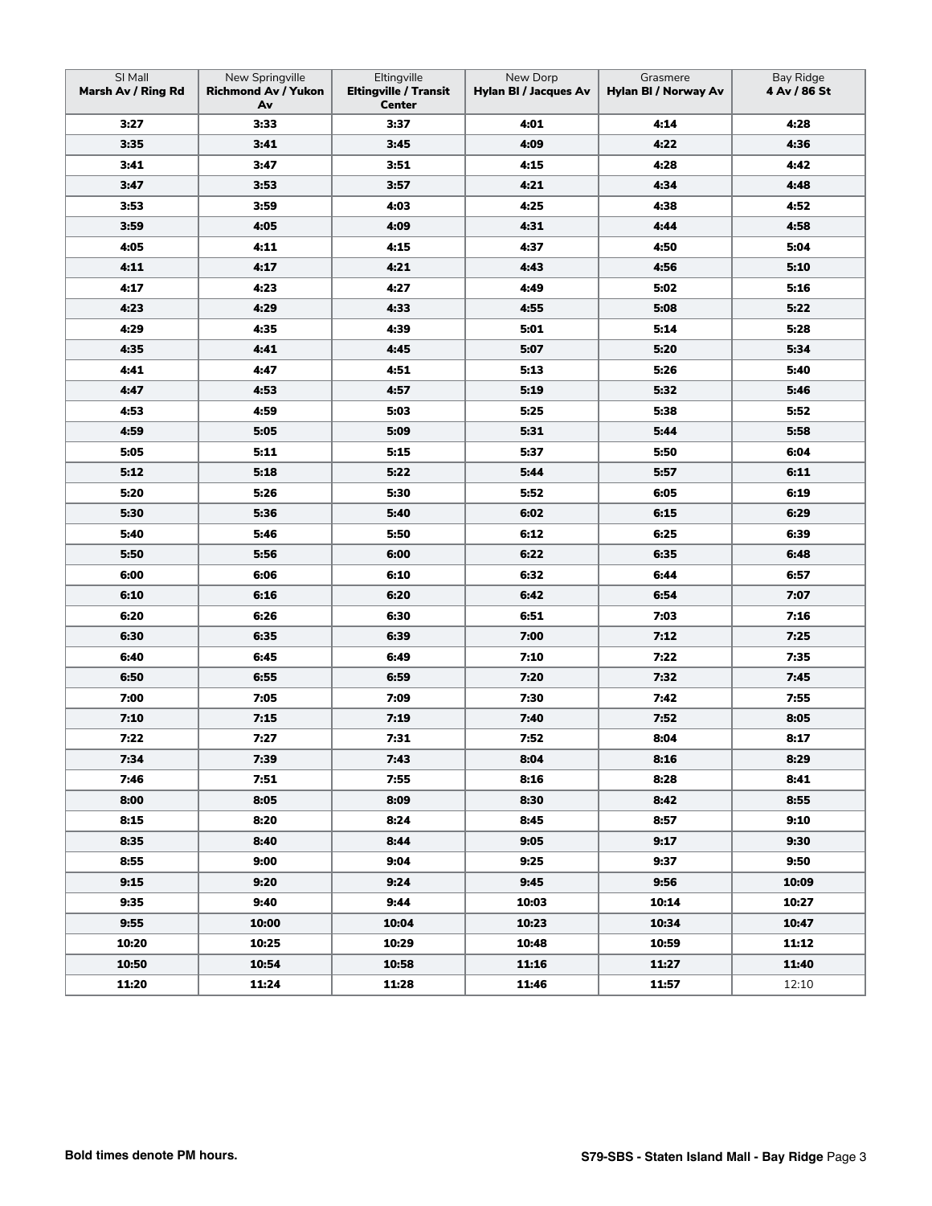| SI Mall **Marsh Av / Ring Rd** | New Springville **Richmond Av / Yukon Av** | Eltingville **Eltingville / Transit Center** | New Dorp **Hylan Bl / Jacques Av** | Grasmere **Hylan Bl / Norway Av** | Bay Ridge **4 Av / 86 St** |
|---|---|---|---|---|---|
| **3:27** | **3:33** | **3:37** | **4:01** | **4:14** | **4:28** |
| **3:35** | **3:41** | **3:45** | **4:09** | **4:22** | **4:36** |
| **3:41** | **3:47** | **3:51** | **4:15** | **4:28** | **4:42** |
| **3:47** | **3:53** | **3:57** | **4:21** | **4:34** | **4:48** |
| **3:53** | **3:59** | **4:03** | **4:25** | **4:38** | **4:52** |
| **3:59** | **4:05** | **4:09** | **4:31** | **4:44** | **4:58** |
| **4:05** | **4:11** | **4:15** | **4:37** | **4:50** | **5:04** |
| **4:11** | **4:17** | **4:21** | **4:43** | **4:56** | **5:10** |
| **4:17** | **4:23** | **4:27** | **4:49** | **5:02** | **5:16** |
| **4:23** | **4:29** | **4:33** | **4:55** | **5:08** | **5:22** |
| **4:29** | **4:35** | **4:39** | **5:01** | **5:14** | **5:28** |
| **4:35** | **4:41** | **4:45** | **5:07** | **5:20** | **5:34** |
| **4:41** | **4:47** | **4:51** | **5:13** | **5:26** | **5:40** |
| **4:47** | **4:53** | **4:57** | **5:19** | **5:32** | **5:46** |
| **4:53** | **4:59** | **5:03** | **5:25** | **5:38** | **5:52** |
| **4:59** | **5:05** | **5:09** | **5:31** | **5:44** | **5:58** |
| **5:05** | **5:11** | **5:15** | **5:37** | **5:50** | **6:04** |
| **5:12** | **5:18** | **5:22** | **5:44** | **5:57** | **6:11** |
| **5:20** | **5:26** | **5:30** | **5:52** | **6:05** | **6:19** |
| **5:30** | **5:36** | **5:40** | **6:02** | **6:15** | **6:29** |
| **5:40** | **5:46** | **5:50** | **6:12** | **6:25** | **6:39** |
| **5:50** | **5:56** | **6:00** | **6:22** | **6:35** | **6:48** |
| **6:00** | **6:06** | **6:10** | **6:32** | **6:44** | **6:57** |
| **6:10** | **6:16** | **6:20** | **6:42** | **6:54** | **7:07** |
| **6:20** | **6:26** | **6:30** | **6:51** | **7:03** | **7:16** |
| **6:30** | **6:35** | **6:39** | **7:00** | **7:12** | **7:25** |
| **6:40** | **6:45** | **6:49** | **7:10** | **7:22** | **7:35** |
| **6:50** | **6:55** | **6:59** | **7:20** | **7:32** | **7:45** |
| **7:00** | **7:05** | **7:09** | **7:30** | **7:42** | **7:55** |
| **7:10** | **7:15** | **7:19** | **7:40** | **7:52** | **8:05** |
| **7:22** | **7:27** | **7:31** | **7:52** | **8:04** | **8:17** |
| **7:34** | **7:39** | **7:43** | **8:04** | **8:16** | **8:29** |
| **7:46** | **7:51** | **7:55** | **8:16** | **8:28** | **8:41** |
| **8:00** | **8:05** | **8:09** | **8:30** | **8:42** | **8:55** |
| **8:15** | **8:20** | **8:24** | **8:45** | **8:57** | **9:10** |
| **8:35** | **8:40** | **8:44** | **9:05** | **9:17** | **9:30** |
| **8:55** | **9:00** | **9:04** | **9:25** | **9:37** | **9:50** |
| **9:15** | **9:20** | **9:24** | **9:45** | **9:56** | **10:09** |
| **9:35** | **9:40** | **9:44** | **10:03** | **10:14** | **10:27** |
| **9:55** | **10:00** | **10:04** | **10:23** | **10:34** | **10:47** |
| **10:20** | **10:25** | **10:29** | **10:48** | **10:59** | **11:12** |
| **10:50** | **10:54** | **10:58** | **11:16** | **11:27** | **11:40** |
| **11:20** | **11:24** | **11:28** | **11:46** | **11:57** | 12:10 |

**Bold times denote PM hours.**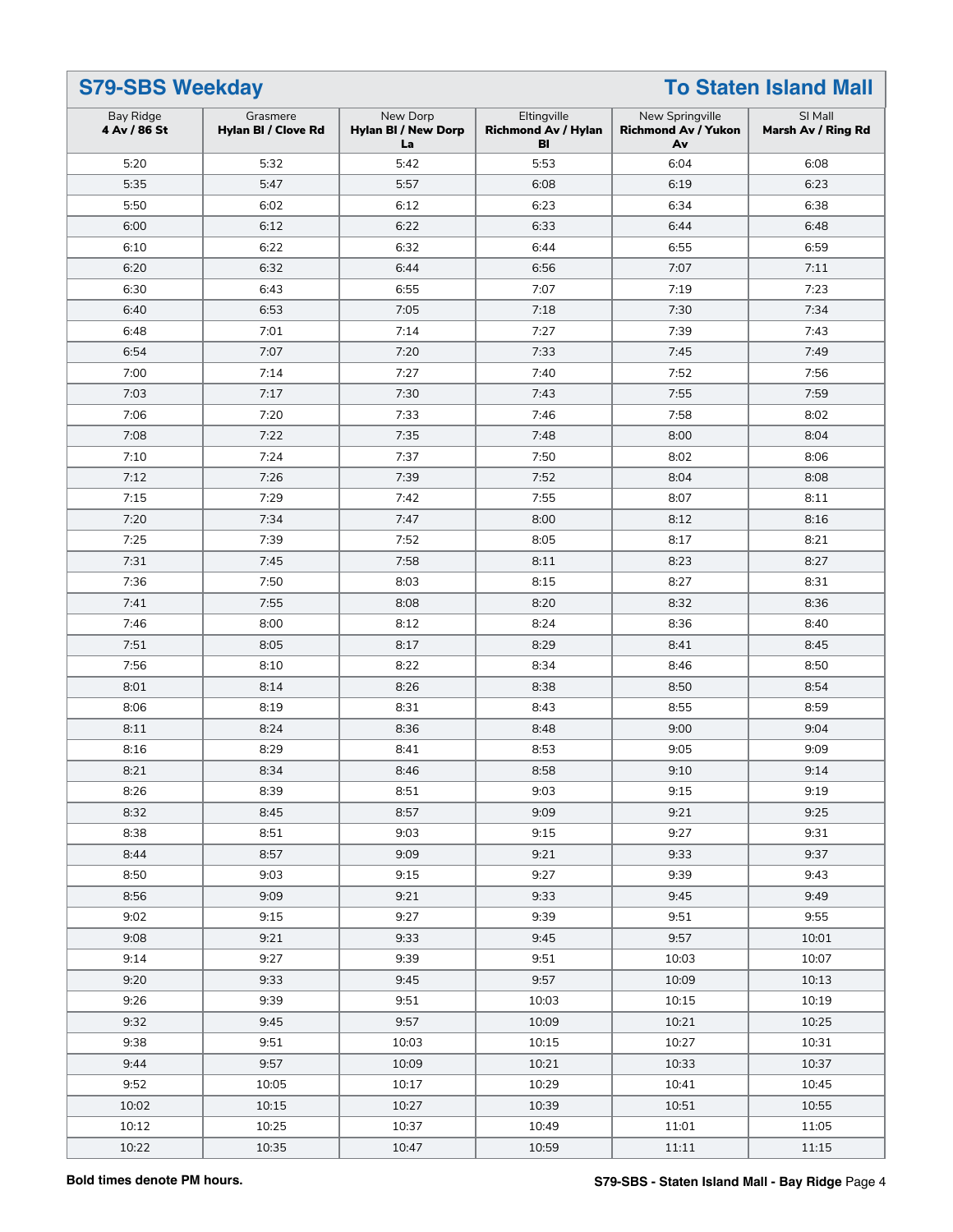## S79-SBS Weekday — To Staten Island Mall

| Bay Ridge **4 Av / 86 St** | Grasmere **Hylan Bl / Clove Rd** | New Dorp **Hylan Bl / New Dorp La** | Eltingville **Richmond Av / Hylan Bl** | New Springville **Richmond Av / Yukon Av** | SI Mall **Marsh Av / Ring Rd** |
|---|---|---|---|---|---|
| 5:20 | 5:32 | 5:42 | 5:53 | 6:04 | 6:08 |
| 5:35 | 5:47 | 5:57 | 6:08 | 6:19 | 6:23 |
| 5:50 | 6:02 | 6:12 | 6:23 | 6:34 | 6:38 |
| 6:00 | 6:12 | 6:22 | 6:33 | 6:44 | 6:48 |
| 6:10 | 6:22 | 6:32 | 6:44 | 6:55 | 6:59 |
| 6:20 | 6:32 | 6:44 | 6:56 | 7:07 | 7:11 |
| 6:30 | 6:43 | 6:55 | 7:07 | 7:19 | 7:23 |
| 6:40 | 6:53 | 7:05 | 7:18 | 7:30 | 7:34 |
| 6:48 | 7:01 | 7:14 | 7:27 | 7:39 | 7:43 |
| 6:54 | 7:07 | 7:20 | 7:33 | 7:45 | 7:49 |
| 7:00 | 7:14 | 7:27 | 7:40 | 7:52 | 7:56 |
| 7:03 | 7:17 | 7:30 | 7:43 | 7:55 | 7:59 |
| 7:06 | 7:20 | 7:33 | 7:46 | 7:58 | 8:02 |
| 7:08 | 7:22 | 7:35 | 7:48 | 8:00 | 8:04 |
| 7:10 | 7:24 | 7:37 | 7:50 | 8:02 | 8:06 |
| 7:12 | 7:26 | 7:39 | 7:52 | 8:04 | 8:08 |
| 7:15 | 7:29 | 7:42 | 7:55 | 8:07 | 8:11 |
| 7:20 | 7:34 | 7:47 | 8:00 | 8:12 | 8:16 |
| 7:25 | 7:39 | 7:52 | 8:05 | 8:17 | 8:21 |
| 7:31 | 7:45 | 7:58 | 8:11 | 8:23 | 8:27 |
| 7:36 | 7:50 | 8:03 | 8:15 | 8:27 | 8:31 |
| 7:41 | 7:55 | 8:08 | 8:20 | 8:32 | 8:36 |
| 7:46 | 8:00 | 8:12 | 8:24 | 8:36 | 8:40 |
| 7:51 | 8:05 | 8:17 | 8:29 | 8:41 | 8:45 |
| 7:56 | 8:10 | 8:22 | 8:34 | 8:46 | 8:50 |
| 8:01 | 8:14 | 8:26 | 8:38 | 8:50 | 8:54 |
| 8:06 | 8:19 | 8:31 | 8:43 | 8:55 | 8:59 |
| 8:11 | 8:24 | 8:36 | 8:48 | 9:00 | 9:04 |
| 8:16 | 8:29 | 8:41 | 8:53 | 9:05 | 9:09 |
| 8:21 | 8:34 | 8:46 | 8:58 | 9:10 | 9:14 |
| 8:26 | 8:39 | 8:51 | 9:03 | 9:15 | 9:19 |
| 8:32 | 8:45 | 8:57 | 9:09 | 9:21 | 9:25 |
| 8:38 | 8:51 | 9:03 | 9:15 | 9:27 | 9:31 |
| 8:44 | 8:57 | 9:09 | 9:21 | 9:33 | 9:37 |
| 8:50 | 9:03 | 9:15 | 9:27 | 9:39 | 9:43 |
| 8:56 | 9:09 | 9:21 | 9:33 | 9:45 | 9:49 |
| 9:02 | 9:15 | 9:27 | 9:39 | 9:51 | 9:55 |
| 9:08 | 9:21 | 9:33 | 9:45 | 9:57 | 10:01 |
| 9:14 | 9:27 | 9:39 | 9:51 | 10:03 | 10:07 |
| 9:20 | 9:33 | 9:45 | 9:57 | 10:09 | 10:13 |
| 9:26 | 9:39 | 9:51 | 10:03 | 10:15 | 10:19 |
| 9:32 | 9:45 | 9:57 | 10:09 | 10:21 | 10:25 |
| 9:38 | 9:51 | 10:03 | 10:15 | 10:27 | 10:31 |
| 9:44 | 9:57 | 10:09 | 10:21 | 10:33 | 10:37 |
| 9:52 | 10:05 | 10:17 | 10:29 | 10:41 | 10:45 |
| 10:02 | 10:15 | 10:27 | 10:39 | 10:51 | 10:55 |
| 10:12 | 10:25 | 10:37 | 10:49 | 11:01 | 11:05 |
| 10:22 | 10:35 | 10:47 | 10:59 | 11:11 | 11:15 |

**Bold times denote PM hours.**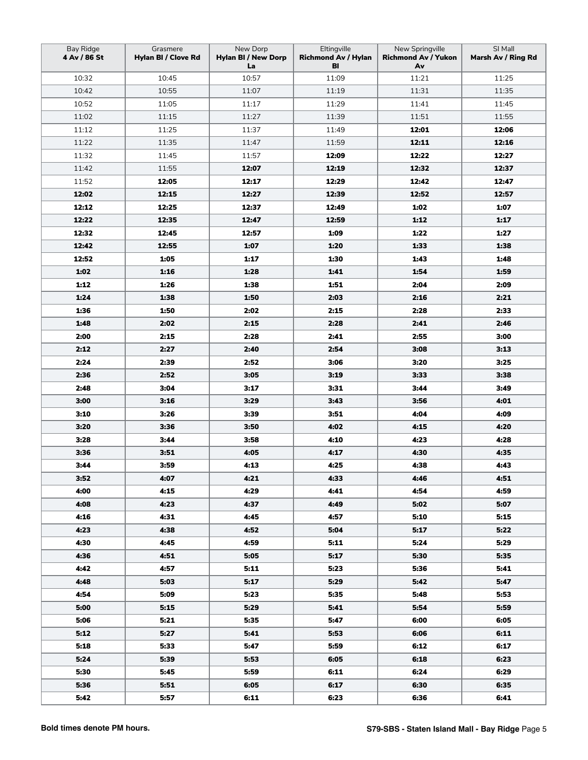| Bay Ridge **4 Av / 86 St** | Grasmere **Hylan Bl / Clove Rd** | New Dorp **Hylan Bl / New Dorp La** | Eltingville **Richmond Av / Hylan Bl** | New Springville **Richmond Av / Yukon Av** | SI Mall **Marsh Av / Ring Rd** |
|---|---|---|---|---|---|
| 10:32 | 10:45 | 10:57 | 11:09 | 11:21 | 11:25 |
| 10:42 | 10:55 | 11:07 | 11:19 | 11:31 | 11:35 |
| 10:52 | 11:05 | 11:17 | 11:29 | 11:41 | 11:45 |
| 11:02 | 11:15 | 11:27 | 11:39 | 11:51 | 11:55 |
| 11:12 | 11:25 | 11:37 | 11:49 | **12:01** | **12:06** |
| 11:22 | 11:35 | 11:47 | 11:59 | **12:11** | **12:16** |
| 11:32 | 11:45 | 11:57 | **12:09** | **12:22** | **12:27** |
| 11:42 | 11:55 | **12:07** | **12:19** | **12:32** | **12:37** |
| 11:52 | **12:05** | **12:17** | **12:29** | **12:42** | **12:47** |
| **12:02** | **12:15** | **12:27** | **12:39** | **12:52** | **12:57** |
| **12:12** | **12:25** | **12:37** | **12:49** | **1:02** | **1:07** |
| **12:22** | **12:35** | **12:47** | **12:59** | **1:12** | **1:17** |
| **12:32** | **12:45** | **12:57** | **1:09** | **1:22** | **1:27** |
| **12:42** | **12:55** | **1:07** | **1:20** | **1:33** | **1:38** |
| **12:52** | **1:05** | **1:17** | **1:30** | **1:43** | **1:48** |
| **1:02** | **1:16** | **1:28** | **1:41** | **1:54** | **1:59** |
| **1:12** | **1:26** | **1:38** | **1:51** | **2:04** | **2:09** |
| **1:24** | **1:38** | **1:50** | **2:03** | **2:16** | **2:21** |
| **1:36** | **1:50** | **2:02** | **2:15** | **2:28** | **2:33** |
| **1:48** | **2:02** | **2:15** | **2:28** | **2:41** | **2:46** |
| **2:00** | **2:15** | **2:28** | **2:41** | **2:55** | **3:00** |
| **2:12** | **2:27** | **2:40** | **2:54** | **3:08** | **3:13** |
| **2:24** | **2:39** | **2:52** | **3:06** | **3:20** | **3:25** |
| **2:36** | **2:52** | **3:05** | **3:19** | **3:33** | **3:38** |
| **2:48** | **3:04** | **3:17** | **3:31** | **3:44** | **3:49** |
| **3:00** | **3:16** | **3:29** | **3:43** | **3:56** | **4:01** |
| **3:10** | **3:26** | **3:39** | **3:51** | **4:04** | **4:09** |
| **3:20** | **3:36** | **3:50** | **4:02** | **4:15** | **4:20** |
| **3:28** | **3:44** | **3:58** | **4:10** | **4:23** | **4:28** |
| **3:36** | **3:51** | **4:05** | **4:17** | **4:30** | **4:35** |
| **3:44** | **3:59** | **4:13** | **4:25** | **4:38** | **4:43** |
| **3:52** | **4:07** | **4:21** | **4:33** | **4:46** | **4:51** |
| **4:00** | **4:15** | **4:29** | **4:41** | **4:54** | **4:59** |
| **4:08** | **4:23** | **4:37** | **4:49** | **5:02** | **5:07** |
| **4:16** | **4:31** | **4:45** | **4:57** | **5:10** | **5:15** |
| **4:23** | **4:38** | **4:52** | **5:04** | **5:17** | **5:22** |
| **4:30** | **4:45** | **4:59** | **5:11** | **5:24** | **5:29** |
| **4:36** | **4:51** | **5:05** | **5:17** | **5:30** | **5:35** |
| **4:42** | **4:57** | **5:11** | **5:23** | **5:36** | **5:41** |
| **4:48** | **5:03** | **5:17** | **5:29** | **5:42** | **5:47** |
| **4:54** | **5:09** | **5:23** | **5:35** | **5:48** | **5:53** |
| **5:00** | **5:15** | **5:29** | **5:41** | **5:54** | **5:59** |
| **5:06** | **5:21** | **5:35** | **5:47** | **6:00** | **6:05** |
| **5:12** | **5:27** | **5:41** | **5:53** | **6:06** | **6:11** |
| **5:18** | **5:33** | **5:47** | **5:59** | **6:12** | **6:17** |
| **5:24** | **5:39** | **5:53** | **6:05** | **6:18** | **6:23** |
| **5:30** | **5:45** | **5:59** | **6:11** | **6:24** | **6:29** |
| **5:36** | **5:51** | **6:05** | **6:17** | **6:30** | **6:35** |
| **5:42** | **5:57** | **6:11** | **6:23** | **6:36** | **6:41** |

**Bold times denote PM hours.**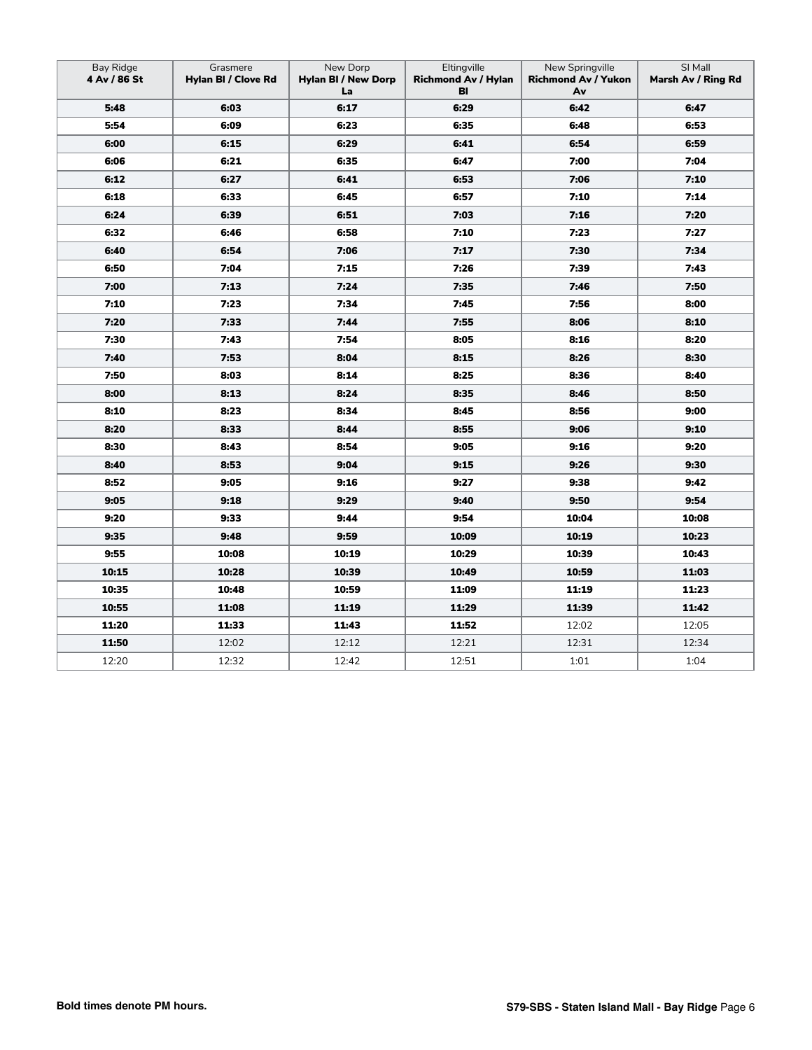| Bay Ridge **4 Av / 86 St** | Grasmere **Hylan Bl / Clove Rd** | New Dorp **Hylan Bl / New Dorp La** | Eltingville **Richmond Av / Hylan Bl** | New Springville **Richmond Av / Yukon Av** | SI Mall **Marsh Av / Ring Rd** |
|---|---|---|---|---|---|
| **5:48** | **6:03** | **6:17** | **6:29** | **6:42** | **6:47** |
| **5:54** | **6:09** | **6:23** | **6:35** | **6:48** | **6:53** |
| **6:00** | **6:15** | **6:29** | **6:41** | **6:54** | **6:59** |
| **6:06** | **6:21** | **6:35** | **6:47** | **7:00** | **7:04** |
| **6:12** | **6:27** | **6:41** | **6:53** | **7:06** | **7:10** |
| **6:18** | **6:33** | **6:45** | **6:57** | **7:10** | **7:14** |
| **6:24** | **6:39** | **6:51** | **7:03** | **7:16** | **7:20** |
| **6:32** | **6:46** | **6:58** | **7:10** | **7:23** | **7:27** |
| **6:40** | **6:54** | **7:06** | **7:17** | **7:30** | **7:34** |
| **6:50** | **7:04** | **7:15** | **7:26** | **7:39** | **7:43** |
| **7:00** | **7:13** | **7:24** | **7:35** | **7:46** | **7:50** |
| **7:10** | **7:23** | **7:34** | **7:45** | **7:56** | **8:00** |
| **7:20** | **7:33** | **7:44** | **7:55** | **8:06** | **8:10** |
| **7:30** | **7:43** | **7:54** | **8:05** | **8:16** | **8:20** |
| **7:40** | **7:53** | **8:04** | **8:15** | **8:26** | **8:30** |
| **7:50** | **8:03** | **8:14** | **8:25** | **8:36** | **8:40** |
| **8:00** | **8:13** | **8:24** | **8:35** | **8:46** | **8:50** |
| **8:10** | **8:23** | **8:34** | **8:45** | **8:56** | **9:00** |
| **8:20** | **8:33** | **8:44** | **8:55** | **9:06** | **9:10** |
| **8:30** | **8:43** | **8:54** | **9:05** | **9:16** | **9:20** |
| **8:40** | **8:53** | **9:04** | **9:15** | **9:26** | **9:30** |
| **8:52** | **9:05** | **9:16** | **9:27** | **9:38** | **9:42** |
| **9:05** | **9:18** | **9:29** | **9:40** | **9:50** | **9:54** |
| **9:20** | **9:33** | **9:44** | **9:54** | **10:04** | **10:08** |
| **9:35** | **9:48** | **9:59** | **10:09** | **10:19** | **10:23** |
| **9:55** | **10:08** | **10:19** | **10:29** | **10:39** | **10:43** |
| **10:15** | **10:28** | **10:39** | **10:49** | **10:59** | **11:03** |
| **10:35** | **10:48** | **10:59** | **11:09** | **11:19** | **11:23** |
| **10:55** | **11:08** | **11:19** | **11:29** | **11:39** | **11:42** |
| **11:20** | **11:33** | **11:43** | **11:52** | 12:02 | 12:05 |
| **11:50** | 12:02 | 12:12 | 12:21 | 12:31 | 12:34 |
| 12:20 | 12:32 | 12:42 | 12:51 | 1:01 | 1:04 |

**Bold times denote PM hours.**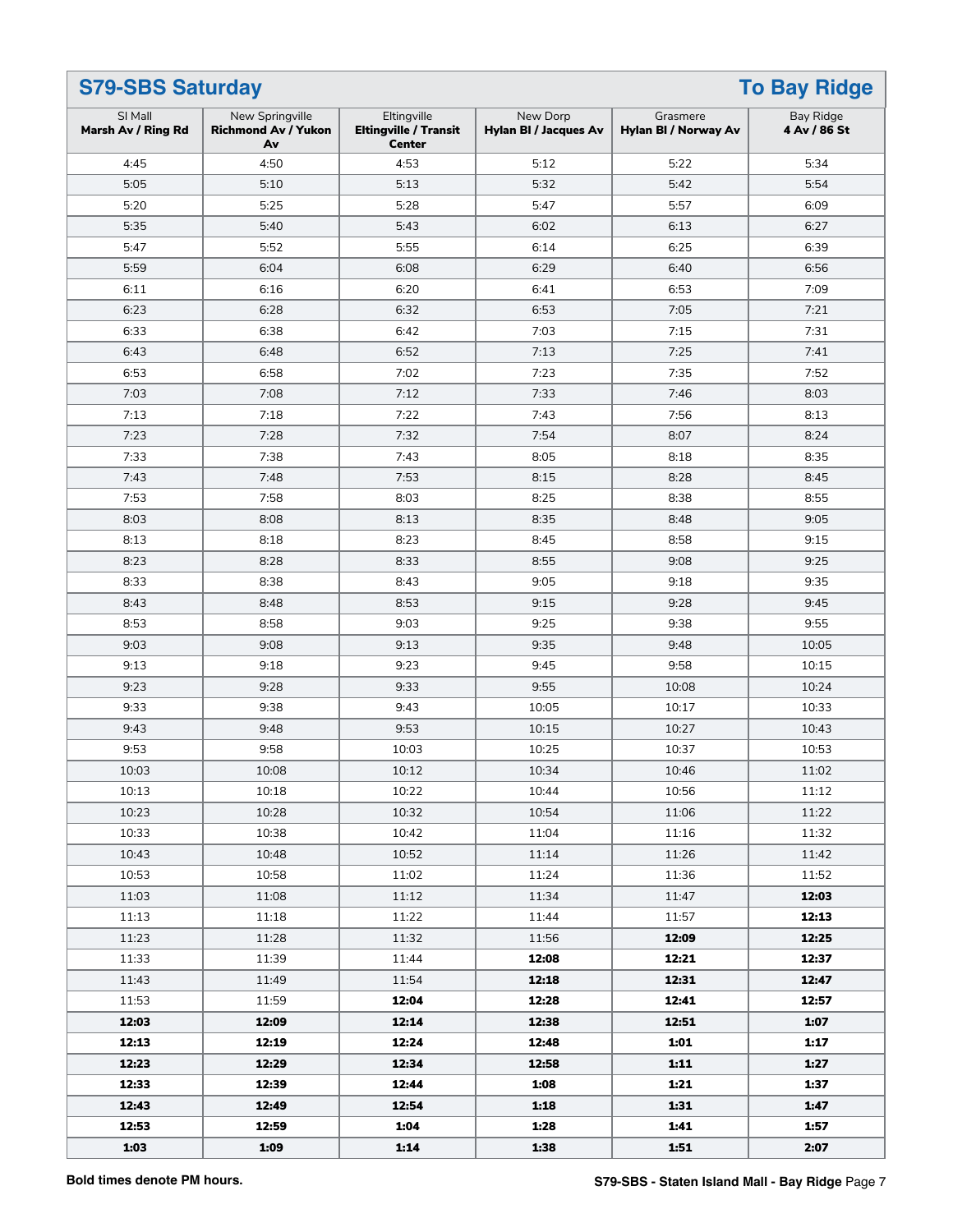## S79-SBS Saturday — To Bay Ridge

| SI Mall Marsh Av / Ring Rd | New Springville Richmond Av / Yukon Av | Eltingville Eltingville / Transit Center | New Dorp Hylan Bl / Jacques Av | Grasmere Hylan Bl / Norway Av | Bay Ridge 4 Av / 86 St |
|---|---|---|---|---|---|
| 4:45 | 4:50 | 4:53 | 5:12 | 5:22 | 5:34 |
| 5:05 | 5:10 | 5:13 | 5:32 | 5:42 | 5:54 |
| 5:20 | 5:25 | 5:28 | 5:47 | 5:57 | 6:09 |
| 5:35 | 5:40 | 5:43 | 6:02 | 6:13 | 6:27 |
| 5:47 | 5:52 | 5:55 | 6:14 | 6:25 | 6:39 |
| 5:59 | 6:04 | 6:08 | 6:29 | 6:40 | 6:56 |
| 6:11 | 6:16 | 6:20 | 6:41 | 6:53 | 7:09 |
| 6:23 | 6:28 | 6:32 | 6:53 | 7:05 | 7:21 |
| 6:33 | 6:38 | 6:42 | 7:03 | 7:15 | 7:31 |
| 6:43 | 6:48 | 6:52 | 7:13 | 7:25 | 7:41 |
| 6:53 | 6:58 | 7:02 | 7:23 | 7:35 | 7:52 |
| 7:03 | 7:08 | 7:12 | 7:33 | 7:46 | 8:03 |
| 7:13 | 7:18 | 7:22 | 7:43 | 7:56 | 8:13 |
| 7:23 | 7:28 | 7:32 | 7:54 | 8:07 | 8:24 |
| 7:33 | 7:38 | 7:43 | 8:05 | 8:18 | 8:35 |
| 7:43 | 7:48 | 7:53 | 8:15 | 8:28 | 8:45 |
| 7:53 | 7:58 | 8:03 | 8:25 | 8:38 | 8:55 |
| 8:03 | 8:08 | 8:13 | 8:35 | 8:48 | 9:05 |
| 8:13 | 8:18 | 8:23 | 8:45 | 8:58 | 9:15 |
| 8:23 | 8:28 | 8:33 | 8:55 | 9:08 | 9:25 |
| 8:33 | 8:38 | 8:43 | 9:05 | 9:18 | 9:35 |
| 8:43 | 8:48 | 8:53 | 9:15 | 9:28 | 9:45 |
| 8:53 | 8:58 | 9:03 | 9:25 | 9:38 | 9:55 |
| 9:03 | 9:08 | 9:13 | 9:35 | 9:48 | 10:05 |
| 9:13 | 9:18 | 9:23 | 9:45 | 9:58 | 10:15 |
| 9:23 | 9:28 | 9:33 | 9:55 | 10:08 | 10:24 |
| 9:33 | 9:38 | 9:43 | 10:05 | 10:17 | 10:33 |
| 9:43 | 9:48 | 9:53 | 10:15 | 10:27 | 10:43 |
| 9:53 | 9:58 | 10:03 | 10:25 | 10:37 | 10:53 |
| 10:03 | 10:08 | 10:12 | 10:34 | 10:46 | 11:02 |
| 10:13 | 10:18 | 10:22 | 10:44 | 10:56 | 11:12 |
| 10:23 | 10:28 | 10:32 | 10:54 | 11:06 | 11:22 |
| 10:33 | 10:38 | 10:42 | 11:04 | 11:16 | 11:32 |
| 10:43 | 10:48 | 10:52 | 11:14 | 11:26 | 11:42 |
| 10:53 | 10:58 | 11:02 | 11:24 | 11:36 | 11:52 |
| 11:03 | 11:08 | 11:12 | 11:34 | 11:47 | **12:03** |
| 11:13 | 11:18 | 11:22 | 11:44 | 11:57 | **12:13** |
| 11:23 | 11:28 | 11:32 | 11:56 | **12:09** | **12:25** |
| 11:33 | 11:39 | 11:44 | **12:08** | **12:21** | **12:37** |
| 11:43 | 11:49 | 11:54 | **12:18** | **12:31** | **12:47** |
| 11:53 | 11:59 | **12:04** | **12:28** | **12:41** | **12:57** |
| **12:03** | **12:09** | **12:14** | **12:38** | **12:51** | **1:07** |
| **12:13** | **12:19** | **12:24** | **12:48** | **1:01** | **1:17** |
| **12:23** | **12:29** | **12:34** | **12:58** | **1:11** | **1:27** |
| **12:33** | **12:39** | **12:44** | **1:08** | **1:21** | **1:37** |
| **12:43** | **12:49** | **12:54** | **1:18** | **1:31** | **1:47** |
| **12:53** | **12:59** | **1:04** | **1:28** | **1:41** | **1:57** |
| **1:03** | **1:09** | **1:14** | **1:38** | **1:51** | **2:07** |

**Bold times denote PM hours.**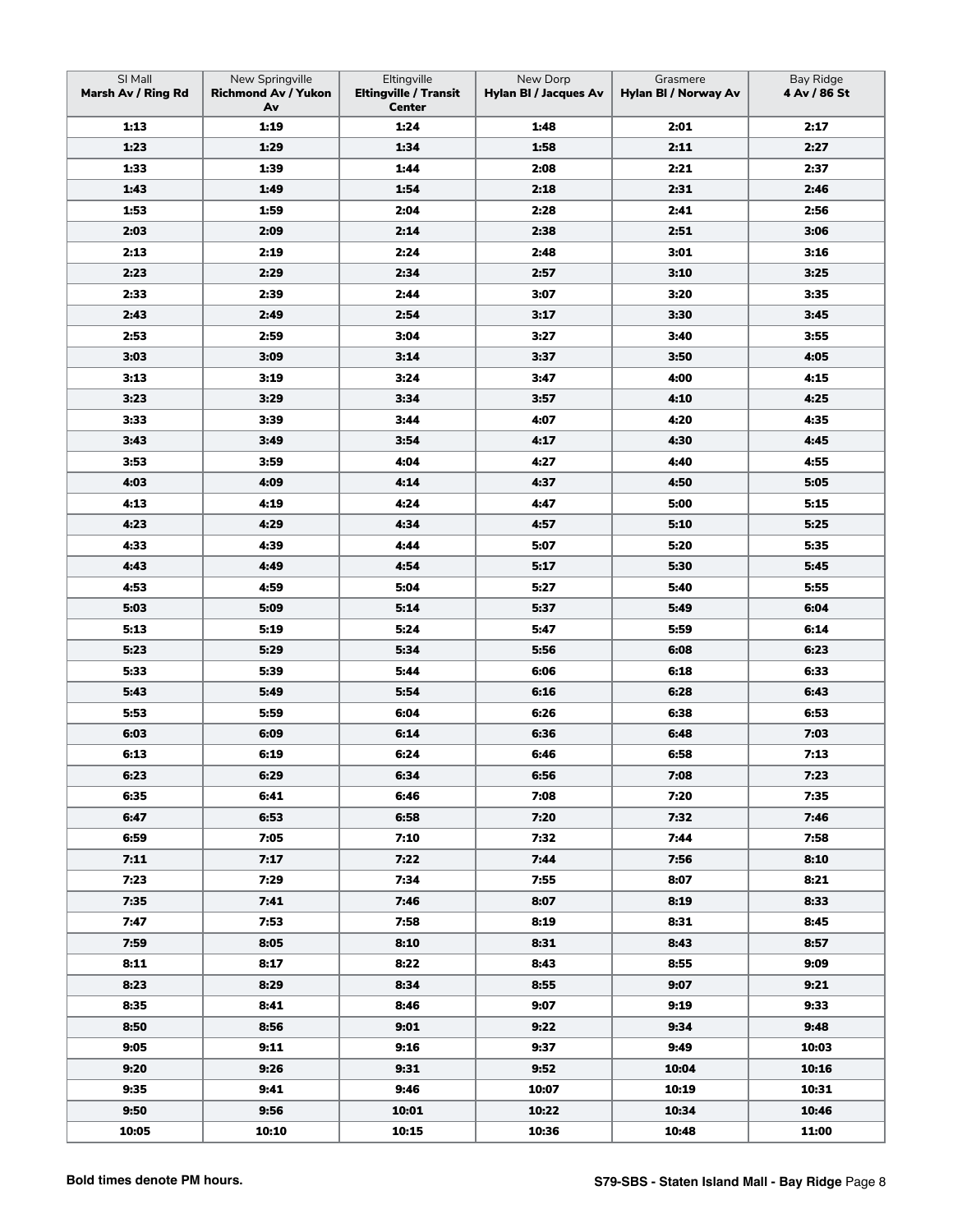| SI Mall<br>**Marsh Av / Ring Rd** | New Springville<br>**Richmond Av / Yukon Av** | Eltingville<br>**Eltingville / Transit Center** | New Dorp<br>**Hylan Bl / Jacques Av** | Grasmere<br>**Hylan Bl / Norway Av** | Bay Ridge<br>**4 Av / 86 St** |
|---|---|---|---|---|---|
| **1:13** | **1:19** | **1:24** | **1:48** | **2:01** | **2:17** |
| **1:23** | **1:29** | **1:34** | **1:58** | **2:11** | **2:27** |
| **1:33** | **1:39** | **1:44** | **2:08** | **2:21** | **2:37** |
| **1:43** | **1:49** | **1:54** | **2:18** | **2:31** | **2:46** |
| **1:53** | **1:59** | **2:04** | **2:28** | **2:41** | **2:56** |
| **2:03** | **2:09** | **2:14** | **2:38** | **2:51** | **3:06** |
| **2:13** | **2:19** | **2:24** | **2:48** | **3:01** | **3:16** |
| **2:23** | **2:29** | **2:34** | **2:57** | **3:10** | **3:25** |
| **2:33** | **2:39** | **2:44** | **3:07** | **3:20** | **3:35** |
| **2:43** | **2:49** | **2:54** | **3:17** | **3:30** | **3:45** |
| **2:53** | **2:59** | **3:04** | **3:27** | **3:40** | **3:55** |
| **3:03** | **3:09** | **3:14** | **3:37** | **3:50** | **4:05** |
| **3:13** | **3:19** | **3:24** | **3:47** | **4:00** | **4:15** |
| **3:23** | **3:29** | **3:34** | **3:57** | **4:10** | **4:25** |
| **3:33** | **3:39** | **3:44** | **4:07** | **4:20** | **4:35** |
| **3:43** | **3:49** | **3:54** | **4:17** | **4:30** | **4:45** |
| **3:53** | **3:59** | **4:04** | **4:27** | **4:40** | **4:55** |
| **4:03** | **4:09** | **4:14** | **4:37** | **4:50** | **5:05** |
| **4:13** | **4:19** | **4:24** | **4:47** | **5:00** | **5:15** |
| **4:23** | **4:29** | **4:34** | **4:57** | **5:10** | **5:25** |
| **4:33** | **4:39** | **4:44** | **5:07** | **5:20** | **5:35** |
| **4:43** | **4:49** | **4:54** | **5:17** | **5:30** | **5:45** |
| **4:53** | **4:59** | **5:04** | **5:27** | **5:40** | **5:55** |
| **5:03** | **5:09** | **5:14** | **5:37** | **5:49** | **6:04** |
| **5:13** | **5:19** | **5:24** | **5:47** | **5:59** | **6:14** |
| **5:23** | **5:29** | **5:34** | **5:56** | **6:08** | **6:23** |
| **5:33** | **5:39** | **5:44** | **6:06** | **6:18** | **6:33** |
| **5:43** | **5:49** | **5:54** | **6:16** | **6:28** | **6:43** |
| **5:53** | **5:59** | **6:04** | **6:26** | **6:38** | **6:53** |
| **6:03** | **6:09** | **6:14** | **6:36** | **6:48** | **7:03** |
| **6:13** | **6:19** | **6:24** | **6:46** | **6:58** | **7:13** |
| **6:23** | **6:29** | **6:34** | **6:56** | **7:08** | **7:23** |
| **6:35** | **6:41** | **6:46** | **7:08** | **7:20** | **7:35** |
| **6:47** | **6:53** | **6:58** | **7:20** | **7:32** | **7:46** |
| **6:59** | **7:05** | **7:10** | **7:32** | **7:44** | **7:58** |
| **7:11** | **7:17** | **7:22** | **7:44** | **7:56** | **8:10** |
| **7:23** | **7:29** | **7:34** | **7:55** | **8:07** | **8:21** |
| **7:35** | **7:41** | **7:46** | **8:07** | **8:19** | **8:33** |
| **7:47** | **7:53** | **7:58** | **8:19** | **8:31** | **8:45** |
| **7:59** | **8:05** | **8:10** | **8:31** | **8:43** | **8:57** |
| **8:11** | **8:17** | **8:22** | **8:43** | **8:55** | **9:09** |
| **8:23** | **8:29** | **8:34** | **8:55** | **9:07** | **9:21** |
| **8:35** | **8:41** | **8:46** | **9:07** | **9:19** | **9:33** |
| **8:50** | **8:56** | **9:01** | **9:22** | **9:34** | **9:48** |
| **9:05** | **9:11** | **9:16** | **9:37** | **9:49** | **10:03** |
| **9:20** | **9:26** | **9:31** | **9:52** | **10:04** | **10:16** |
| **9:35** | **9:41** | **9:46** | **10:07** | **10:19** | **10:31** |
| **9:50** | **9:56** | **10:01** | **10:22** | **10:34** | **10:46** |
| **10:05** | **10:10** | **10:15** | **10:36** | **10:48** | **11:00** |

**Bold times denote PM hours.**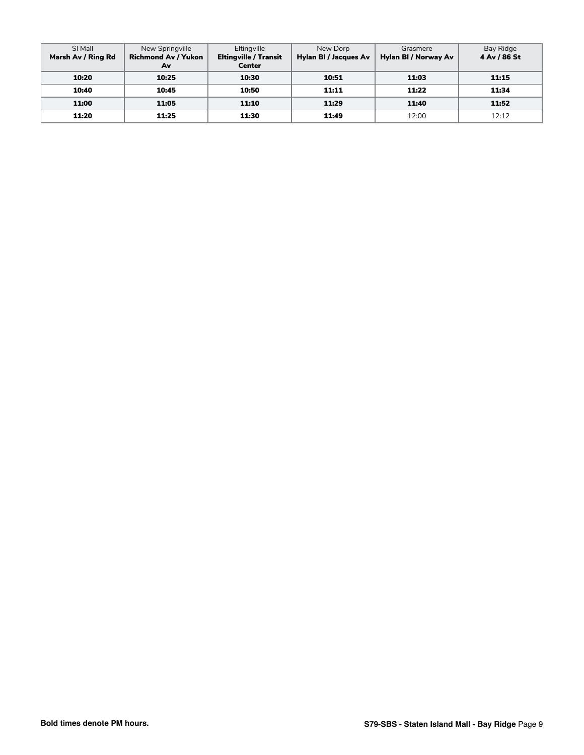| SI Mall **Marsh Av / Ring Rd** | New Springville **Richmond Av / Yukon Av** | Eltingville **Eltingville / Transit Center** | New Dorp **Hylan Bl / Jacques Av** | Grasmere **Hylan Bl / Norway Av** | Bay Ridge **4 Av / 86 St** |
|---|---|---|---|---|---|
| **10:20** | **10:25** | **10:30** | **10:51** | **11:03** | **11:15** |
| **10:40** | **10:45** | **10:50** | **11:11** | **11:22** | **11:34** |
| **11:00** | **11:05** | **11:10** | **11:29** | **11:40** | **11:52** |
| **11:20** | **11:25** | **11:30** | **11:49** | 12:00 | 12:12 |

**Bold times denote PM hours.**

**S79-SBS - Staten Island Mall - Bay Ridge**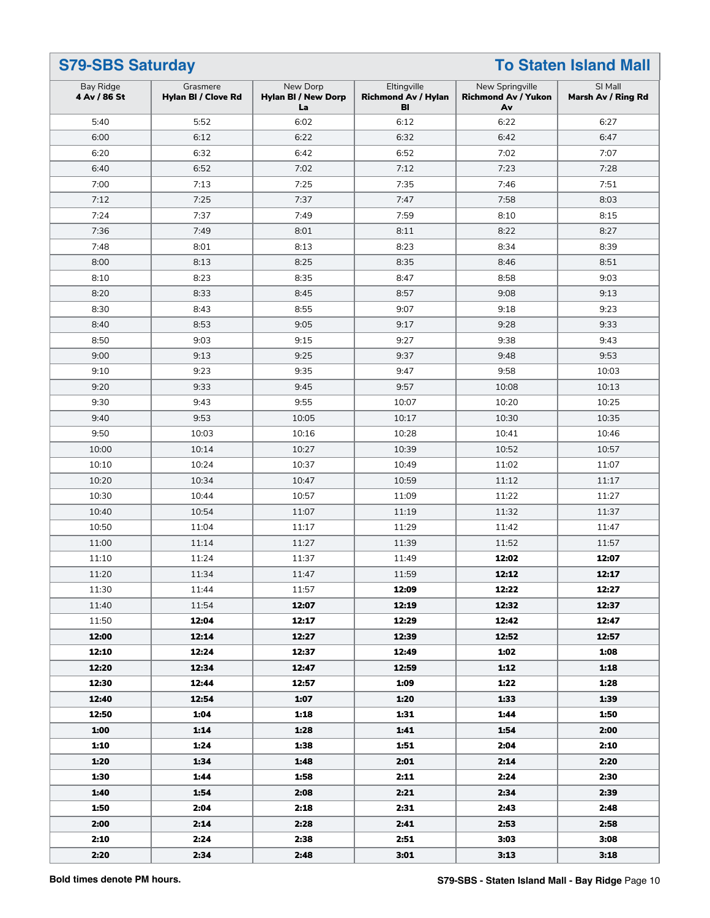## S79-SBS Saturday — To Staten Island Mall

| Bay Ridge<br>**4 Av / 86 St** | Grasmere<br>**Hylan Bl / Clove Rd** | New Dorp<br>**Hylan Bl / New Dorp La** | Eltingville<br>**Richmond Av / Hylan Bl** | New Springville<br>**Richmond Av / Yukon Av** | SI Mall<br>**Marsh Av / Ring Rd** |
|---|---|---|---|---|---|
| 5:40 | 5:52 | 6:02 | 6:12 | 6:22 | 6:27 |
| 6:00 | 6:12 | 6:22 | 6:32 | 6:42 | 6:47 |
| 6:20 | 6:32 | 6:42 | 6:52 | 7:02 | 7:07 |
| 6:40 | 6:52 | 7:02 | 7:12 | 7:23 | 7:28 |
| 7:00 | 7:13 | 7:25 | 7:35 | 7:46 | 7:51 |
| 7:12 | 7:25 | 7:37 | 7:47 | 7:58 | 8:03 |
| 7:24 | 7:37 | 7:49 | 7:59 | 8:10 | 8:15 |
| 7:36 | 7:49 | 8:01 | 8:11 | 8:22 | 8:27 |
| 7:48 | 8:01 | 8:13 | 8:23 | 8:34 | 8:39 |
| 8:00 | 8:13 | 8:25 | 8:35 | 8:46 | 8:51 |
| 8:10 | 8:23 | 8:35 | 8:47 | 8:58 | 9:03 |
| 8:20 | 8:33 | 8:45 | 8:57 | 9:08 | 9:13 |
| 8:30 | 8:43 | 8:55 | 9:07 | 9:18 | 9:23 |
| 8:40 | 8:53 | 9:05 | 9:17 | 9:28 | 9:33 |
| 8:50 | 9:03 | 9:15 | 9:27 | 9:38 | 9:43 |
| 9:00 | 9:13 | 9:25 | 9:37 | 9:48 | 9:53 |
| 9:10 | 9:23 | 9:35 | 9:47 | 9:58 | 10:03 |
| 9:20 | 9:33 | 9:45 | 9:57 | 10:08 | 10:13 |
| 9:30 | 9:43 | 9:55 | 10:07 | 10:20 | 10:25 |
| 9:40 | 9:53 | 10:05 | 10:17 | 10:30 | 10:35 |
| 9:50 | 10:03 | 10:16 | 10:28 | 10:41 | 10:46 |
| 10:00 | 10:14 | 10:27 | 10:39 | 10:52 | 10:57 |
| 10:10 | 10:24 | 10:37 | 10:49 | 11:02 | 11:07 |
| 10:20 | 10:34 | 10:47 | 10:59 | 11:12 | 11:17 |
| 10:30 | 10:44 | 10:57 | 11:09 | 11:22 | 11:27 |
| 10:40 | 10:54 | 11:07 | 11:19 | 11:32 | 11:37 |
| 10:50 | 11:04 | 11:17 | 11:29 | 11:42 | 11:47 |
| 11:00 | 11:14 | 11:27 | 11:39 | 11:52 | 11:57 |
| 11:10 | 11:24 | 11:37 | 11:49 | **12:02** | **12:07** |
| 11:20 | 11:34 | 11:47 | 11:59 | **12:12** | **12:17** |
| 11:30 | 11:44 | 11:57 | **12:09** | **12:22** | **12:27** |
| 11:40 | 11:54 | **12:07** | **12:19** | **12:32** | **12:37** |
| 11:50 | **12:04** | **12:17** | **12:29** | **12:42** | **12:47** |
| **12:00** | **12:14** | **12:27** | **12:39** | **12:52** | **12:57** |
| **12:10** | **12:24** | **12:37** | **12:49** | **1:02** | **1:08** |
| **12:20** | **12:34** | **12:47** | **12:59** | **1:12** | **1:18** |
| **12:30** | **12:44** | **12:57** | **1:09** | **1:22** | **1:28** |
| **12:40** | **12:54** | **1:07** | **1:20** | **1:33** | **1:39** |
| **12:50** | **1:04** | **1:18** | **1:31** | **1:44** | **1:50** |
| **1:00** | **1:14** | **1:28** | **1:41** | **1:54** | **2:00** |
| **1:10** | **1:24** | **1:38** | **1:51** | **2:04** | **2:10** |
| **1:20** | **1:34** | **1:48** | **2:01** | **2:14** | **2:20** |
| **1:30** | **1:44** | **1:58** | **2:11** | **2:24** | **2:30** |
| **1:40** | **1:54** | **2:08** | **2:21** | **2:34** | **2:39** |
| **1:50** | **2:04** | **2:18** | **2:31** | **2:43** | **2:48** |
| **2:00** | **2:14** | **2:28** | **2:41** | **2:53** | **2:58** |
| **2:10** | **2:24** | **2:38** | **2:51** | **3:03** | **3:08** |
| **2:20** | **2:34** | **2:48** | **3:01** | **3:13** | **3:18** |

**Bold times denote PM hours.**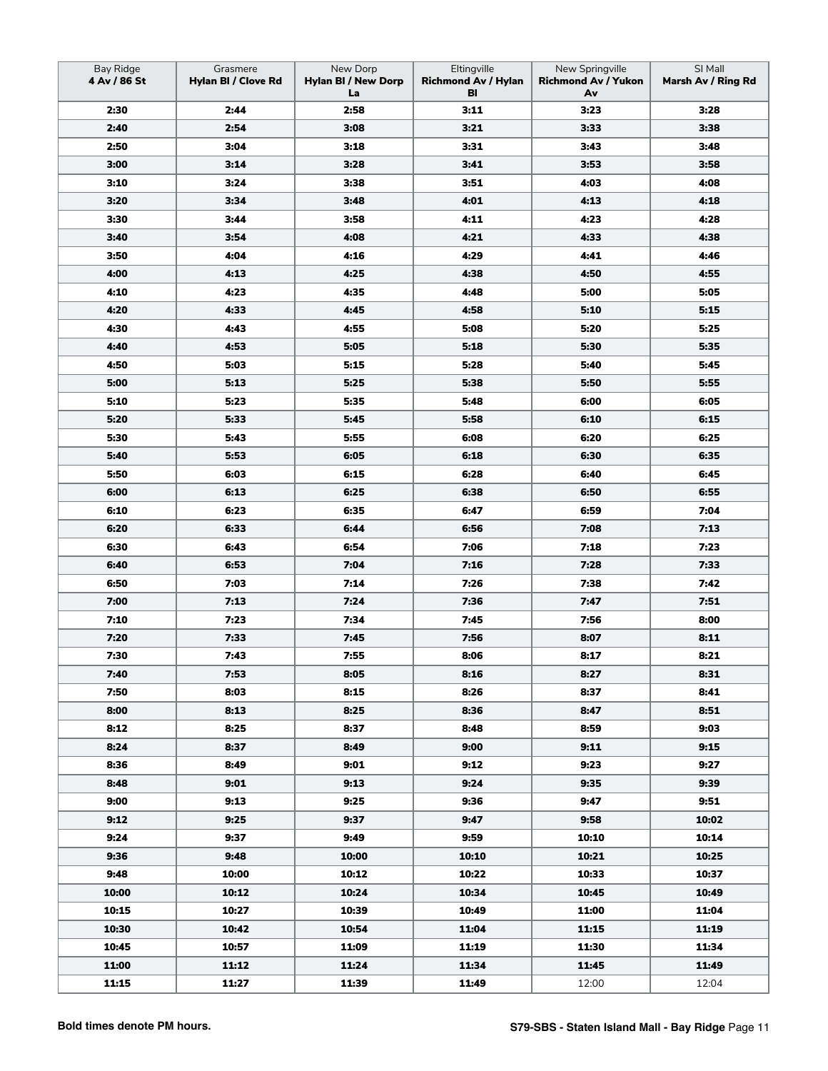| Bay Ridge 4 Av / 86 St | Grasmere Hylan Bl / Clove Rd | New Dorp Hylan Bl / New Dorp La | Eltingville Richmond Av / Hylan Bl | New Springville Richmond Av / Yukon Av | SI Mall Marsh Av / Ring Rd |
|---|---|---|---|---|---|
| **2:30** | **2:44** | **2:58** | **3:11** | **3:23** | **3:28** |
| **2:40** | **2:54** | **3:08** | **3:21** | **3:33** | **3:38** |
| **2:50** | **3:04** | **3:18** | **3:31** | **3:43** | **3:48** |
| **3:00** | **3:14** | **3:28** | **3:41** | **3:53** | **3:58** |
| **3:10** | **3:24** | **3:38** | **3:51** | **4:03** | **4:08** |
| **3:20** | **3:34** | **3:48** | **4:01** | **4:13** | **4:18** |
| **3:30** | **3:44** | **3:58** | **4:11** | **4:23** | **4:28** |
| **3:40** | **3:54** | **4:08** | **4:21** | **4:33** | **4:38** |
| **3:50** | **4:04** | **4:16** | **4:29** | **4:41** | **4:46** |
| **4:00** | **4:13** | **4:25** | **4:38** | **4:50** | **4:55** |
| **4:10** | **4:23** | **4:35** | **4:48** | **5:00** | **5:05** |
| **4:20** | **4:33** | **4:45** | **4:58** | **5:10** | **5:15** |
| **4:30** | **4:43** | **4:55** | **5:08** | **5:20** | **5:25** |
| **4:40** | **4:53** | **5:05** | **5:18** | **5:30** | **5:35** |
| **4:50** | **5:03** | **5:15** | **5:28** | **5:40** | **5:45** |
| **5:00** | **5:13** | **5:25** | **5:38** | **5:50** | **5:55** |
| **5:10** | **5:23** | **5:35** | **5:48** | **6:00** | **6:05** |
| **5:20** | **5:33** | **5:45** | **5:58** | **6:10** | **6:15** |
| **5:30** | **5:43** | **5:55** | **6:08** | **6:20** | **6:25** |
| **5:40** | **5:53** | **6:05** | **6:18** | **6:30** | **6:35** |
| **5:50** | **6:03** | **6:15** | **6:28** | **6:40** | **6:45** |
| **6:00** | **6:13** | **6:25** | **6:38** | **6:50** | **6:55** |
| **6:10** | **6:23** | **6:35** | **6:47** | **6:59** | **7:04** |
| **6:20** | **6:33** | **6:44** | **6:56** | **7:08** | **7:13** |
| **6:30** | **6:43** | **6:54** | **7:06** | **7:18** | **7:23** |
| **6:40** | **6:53** | **7:04** | **7:16** | **7:28** | **7:33** |
| **6:50** | **7:03** | **7:14** | **7:26** | **7:38** | **7:42** |
| **7:00** | **7:13** | **7:24** | **7:36** | **7:47** | **7:51** |
| **7:10** | **7:23** | **7:34** | **7:45** | **7:56** | **8:00** |
| **7:20** | **7:33** | **7:45** | **7:56** | **8:07** | **8:11** |
| **7:30** | **7:43** | **7:55** | **8:06** | **8:17** | **8:21** |
| **7:40** | **7:53** | **8:05** | **8:16** | **8:27** | **8:31** |
| **7:50** | **8:03** | **8:15** | **8:26** | **8:37** | **8:41** |
| **8:00** | **8:13** | **8:25** | **8:36** | **8:47** | **8:51** |
| **8:12** | **8:25** | **8:37** | **8:48** | **8:59** | **9:03** |
| **8:24** | **8:37** | **8:49** | **9:00** | **9:11** | **9:15** |
| **8:36** | **8:49** | **9:01** | **9:12** | **9:23** | **9:27** |
| **8:48** | **9:01** | **9:13** | **9:24** | **9:35** | **9:39** |
| **9:00** | **9:13** | **9:25** | **9:36** | **9:47** | **9:51** |
| **9:12** | **9:25** | **9:37** | **9:47** | **9:58** | **10:02** |
| **9:24** | **9:37** | **9:49** | **9:59** | **10:10** | **10:14** |
| **9:36** | **9:48** | **10:00** | **10:10** | **10:21** | **10:25** |
| **9:48** | **10:00** | **10:12** | **10:22** | **10:33** | **10:37** |
| **10:00** | **10:12** | **10:24** | **10:34** | **10:45** | **10:49** |
| **10:15** | **10:27** | **10:39** | **10:49** | **11:00** | **11:04** |
| **10:30** | **10:42** | **10:54** | **11:04** | **11:15** | **11:19** |
| **10:45** | **10:57** | **11:09** | **11:19** | **11:30** | **11:34** |
| **11:00** | **11:12** | **11:24** | **11:34** | **11:45** | **11:49** |
| **11:15** | **11:27** | **11:39** | **11:49** | 12:00 | 12:04 |

**Bold times denote PM hours.**

**S79-SBS - Staten Island Mall - Bay Ridge**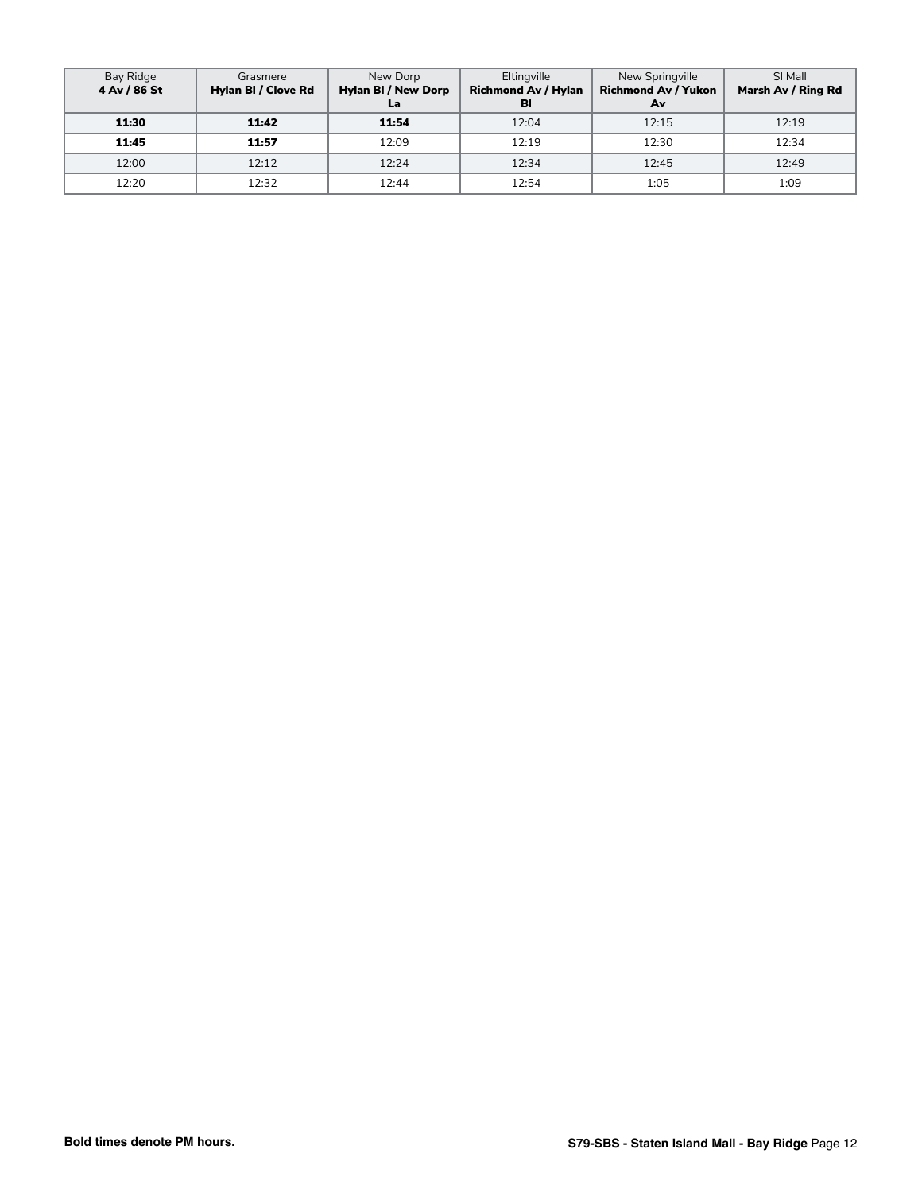| Bay Ridge **4 Av / 86 St** | Grasmere **Hylan Bl / Clove Rd** | New Dorp **Hylan Bl / New Dorp La** | Eltingville **Richmond Av / Hylan Bl** | New Springville **Richmond Av / Yukon Av** | SI Mall **Marsh Av / Ring Rd** |
|---|---|---|---|---|---|
| **11:30** | **11:42** | **11:54** | 12:04 | 12:15 | 12:19 |
| **11:45** | **11:57** | 12:09 | 12:19 | 12:30 | 12:34 |
| 12:00 | 12:12 | 12:24 | 12:34 | 12:45 | 12:49 |
| 12:20 | 12:32 | 12:44 | 12:54 | 1:05 | 1:09 |

**Bold times denote PM hours.**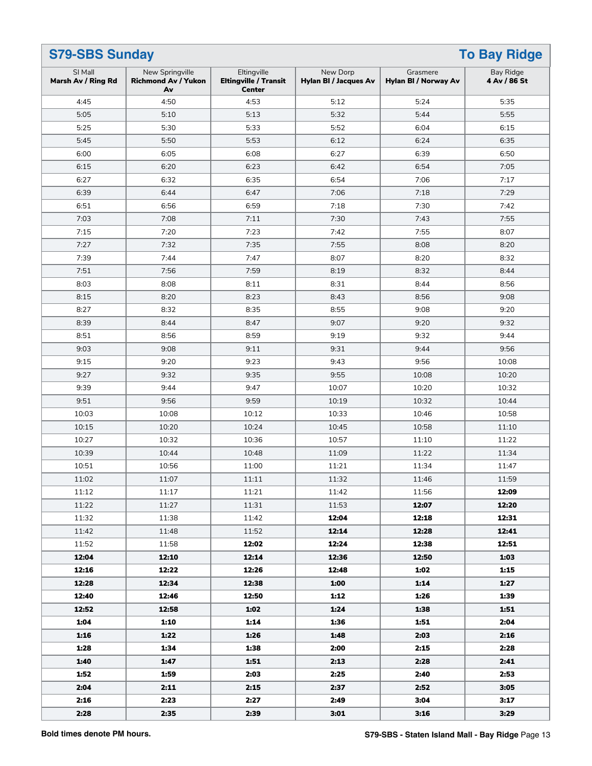## S79-SBS Sunday — To Bay Ridge

| SI Mall **Marsh Av / Ring Rd** | New Springville **Richmond Av / Yukon Av** | Eltingville **Eltingville / Transit Center** | New Dorp **Hylan Bl / Jacques Av** | Grasmere **Hylan Bl / Norway Av** | Bay Ridge **4 Av / 86 St** |
|---|---|---|---|---|---|
| 4:45 | 4:50 | 4:53 | 5:12 | 5:24 | 5:35 |
| 5:05 | 5:10 | 5:13 | 5:32 | 5:44 | 5:55 |
| 5:25 | 5:30 | 5:33 | 5:52 | 6:04 | 6:15 |
| 5:45 | 5:50 | 5:53 | 6:12 | 6:24 | 6:35 |
| 6:00 | 6:05 | 6:08 | 6:27 | 6:39 | 6:50 |
| 6:15 | 6:20 | 6:23 | 6:42 | 6:54 | 7:05 |
| 6:27 | 6:32 | 6:35 | 6:54 | 7:06 | 7:17 |
| 6:39 | 6:44 | 6:47 | 7:06 | 7:18 | 7:29 |
| 6:51 | 6:56 | 6:59 | 7:18 | 7:30 | 7:42 |
| 7:03 | 7:08 | 7:11 | 7:30 | 7:43 | 7:55 |
| 7:15 | 7:20 | 7:23 | 7:42 | 7:55 | 8:07 |
| 7:27 | 7:32 | 7:35 | 7:55 | 8:08 | 8:20 |
| 7:39 | 7:44 | 7:47 | 8:07 | 8:20 | 8:32 |
| 7:51 | 7:56 | 7:59 | 8:19 | 8:32 | 8:44 |
| 8:03 | 8:08 | 8:11 | 8:31 | 8:44 | 8:56 |
| 8:15 | 8:20 | 8:23 | 8:43 | 8:56 | 9:08 |
| 8:27 | 8:32 | 8:35 | 8:55 | 9:08 | 9:20 |
| 8:39 | 8:44 | 8:47 | 9:07 | 9:20 | 9:32 |
| 8:51 | 8:56 | 8:59 | 9:19 | 9:32 | 9:44 |
| 9:03 | 9:08 | 9:11 | 9:31 | 9:44 | 9:56 |
| 9:15 | 9:20 | 9:23 | 9:43 | 9:56 | 10:08 |
| 9:27 | 9:32 | 9:35 | 9:55 | 10:08 | 10:20 |
| 9:39 | 9:44 | 9:47 | 10:07 | 10:20 | 10:32 |
| 9:51 | 9:56 | 9:59 | 10:19 | 10:32 | 10:44 |
| 10:03 | 10:08 | 10:12 | 10:33 | 10:46 | 10:58 |
| 10:15 | 10:20 | 10:24 | 10:45 | 10:58 | 11:10 |
| 10:27 | 10:32 | 10:36 | 10:57 | 11:10 | 11:22 |
| 10:39 | 10:44 | 10:48 | 11:09 | 11:22 | 11:34 |
| 10:51 | 10:56 | 11:00 | 11:21 | 11:34 | 11:47 |
| 11:02 | 11:07 | 11:11 | 11:32 | 11:46 | 11:59 |
| 11:12 | 11:17 | 11:21 | 11:42 | 11:56 | **12:09** |
| 11:22 | 11:27 | 11:31 | 11:53 | **12:07** | **12:20** |
| 11:32 | 11:38 | 11:42 | **12:04** | **12:18** | **12:31** |
| 11:42 | 11:48 | 11:52 | **12:14** | **12:28** | **12:41** |
| 11:52 | 11:58 | **12:02** | **12:24** | **12:38** | **12:51** |
| **12:04** | **12:10** | **12:14** | **12:36** | **12:50** | **1:03** |
| **12:16** | **12:22** | **12:26** | **12:48** | **1:02** | **1:15** |
| **12:28** | **12:34** | **12:38** | **1:00** | **1:14** | **1:27** |
| **12:40** | **12:46** | **12:50** | **1:12** | **1:26** | **1:39** |
| **12:52** | **12:58** | **1:02** | **1:24** | **1:38** | **1:51** |
| **1:04** | **1:10** | **1:14** | **1:36** | **1:51** | **2:04** |
| **1:16** | **1:22** | **1:26** | **1:48** | **2:03** | **2:16** |
| **1:28** | **1:34** | **1:38** | **2:00** | **2:15** | **2:28** |
| **1:40** | **1:47** | **1:51** | **2:13** | **2:28** | **2:41** |
| **1:52** | **1:59** | **2:03** | **2:25** | **2:40** | **2:53** |
| **2:04** | **2:11** | **2:15** | **2:37** | **2:52** | **3:05** |
| **2:16** | **2:23** | **2:27** | **2:49** | **3:04** | **3:17** |
| **2:28** | **2:35** | **2:39** | **3:01** | **3:16** | **3:29** |

**Bold times denote PM hours.**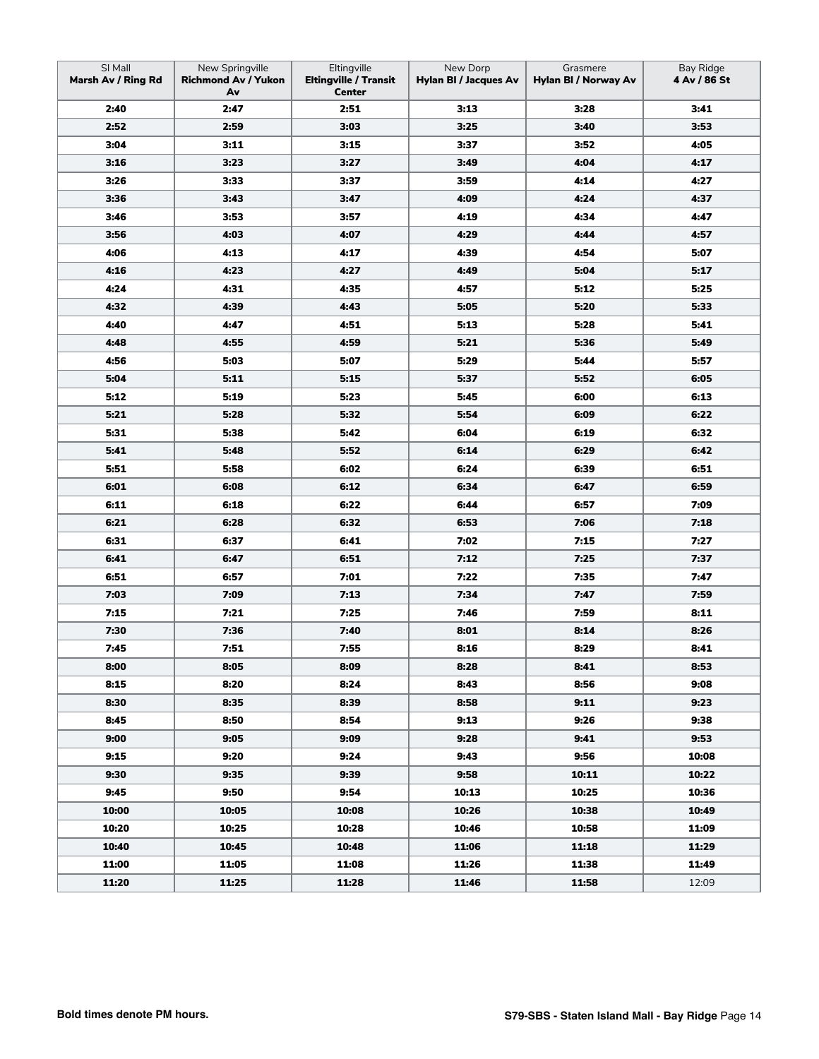| SI Mall **Marsh Av / Ring Rd** | New Springville **Richmond Av / Yukon Av** | Eltingville **Eltingville / Transit Center** | New Dorp **Hylan Bl / Jacques Av** | Grasmere **Hylan Bl / Norway Av** | Bay Ridge **4 Av / 86 St** |
|---|---|---|---|---|---|
| **2:40** | **2:47** | **2:51** | **3:13** | **3:28** | **3:41** |
| **2:52** | **2:59** | **3:03** | **3:25** | **3:40** | **3:53** |
| **3:04** | **3:11** | **3:15** | **3:37** | **3:52** | **4:05** |
| **3:16** | **3:23** | **3:27** | **3:49** | **4:04** | **4:17** |
| **3:26** | **3:33** | **3:37** | **3:59** | **4:14** | **4:27** |
| **3:36** | **3:43** | **3:47** | **4:09** | **4:24** | **4:37** |
| **3:46** | **3:53** | **3:57** | **4:19** | **4:34** | **4:47** |
| **3:56** | **4:03** | **4:07** | **4:29** | **4:44** | **4:57** |
| **4:06** | **4:13** | **4:17** | **4:39** | **4:54** | **5:07** |
| **4:16** | **4:23** | **4:27** | **4:49** | **5:04** | **5:17** |
| **4:24** | **4:31** | **4:35** | **4:57** | **5:12** | **5:25** |
| **4:32** | **4:39** | **4:43** | **5:05** | **5:20** | **5:33** |
| **4:40** | **4:47** | **4:51** | **5:13** | **5:28** | **5:41** |
| **4:48** | **4:55** | **4:59** | **5:21** | **5:36** | **5:49** |
| **4:56** | **5:03** | **5:07** | **5:29** | **5:44** | **5:57** |
| **5:04** | **5:11** | **5:15** | **5:37** | **5:52** | **6:05** |
| **5:12** | **5:19** | **5:23** | **5:45** | **6:00** | **6:13** |
| **5:21** | **5:28** | **5:32** | **5:54** | **6:09** | **6:22** |
| **5:31** | **5:38** | **5:42** | **6:04** | **6:19** | **6:32** |
| **5:41** | **5:48** | **5:52** | **6:14** | **6:29** | **6:42** |
| **5:51** | **5:58** | **6:02** | **6:24** | **6:39** | **6:51** |
| **6:01** | **6:08** | **6:12** | **6:34** | **6:47** | **6:59** |
| **6:11** | **6:18** | **6:22** | **6:44** | **6:57** | **7:09** |
| **6:21** | **6:28** | **6:32** | **6:53** | **7:06** | **7:18** |
| **6:31** | **6:37** | **6:41** | **7:02** | **7:15** | **7:27** |
| **6:41** | **6:47** | **6:51** | **7:12** | **7:25** | **7:37** |
| **6:51** | **6:57** | **7:01** | **7:22** | **7:35** | **7:47** |
| **7:03** | **7:09** | **7:13** | **7:34** | **7:47** | **7:59** |
| **7:15** | **7:21** | **7:25** | **7:46** | **7:59** | **8:11** |
| **7:30** | **7:36** | **7:40** | **8:01** | **8:14** | **8:26** |
| **7:45** | **7:51** | **7:55** | **8:16** | **8:29** | **8:41** |
| **8:00** | **8:05** | **8:09** | **8:28** | **8:41** | **8:53** |
| **8:15** | **8:20** | **8:24** | **8:43** | **8:56** | **9:08** |
| **8:30** | **8:35** | **8:39** | **8:58** | **9:11** | **9:23** |
| **8:45** | **8:50** | **8:54** | **9:13** | **9:26** | **9:38** |
| **9:00** | **9:05** | **9:09** | **9:28** | **9:41** | **9:53** |
| **9:15** | **9:20** | **9:24** | **9:43** | **9:56** | **10:08** |
| **9:30** | **9:35** | **9:39** | **9:58** | **10:11** | **10:22** |
| **9:45** | **9:50** | **9:54** | **10:13** | **10:25** | **10:36** |
| **10:00** | **10:05** | **10:08** | **10:26** | **10:38** | **10:49** |
| **10:20** | **10:25** | **10:28** | **10:46** | **10:58** | **11:09** |
| **10:40** | **10:45** | **10:48** | **11:06** | **11:18** | **11:29** |
| **11:00** | **11:05** | **11:08** | **11:26** | **11:38** | **11:49** |
| **11:20** | **11:25** | **11:28** | **11:46** | **11:58** | 12:09 |

**Bold times denote PM hours.**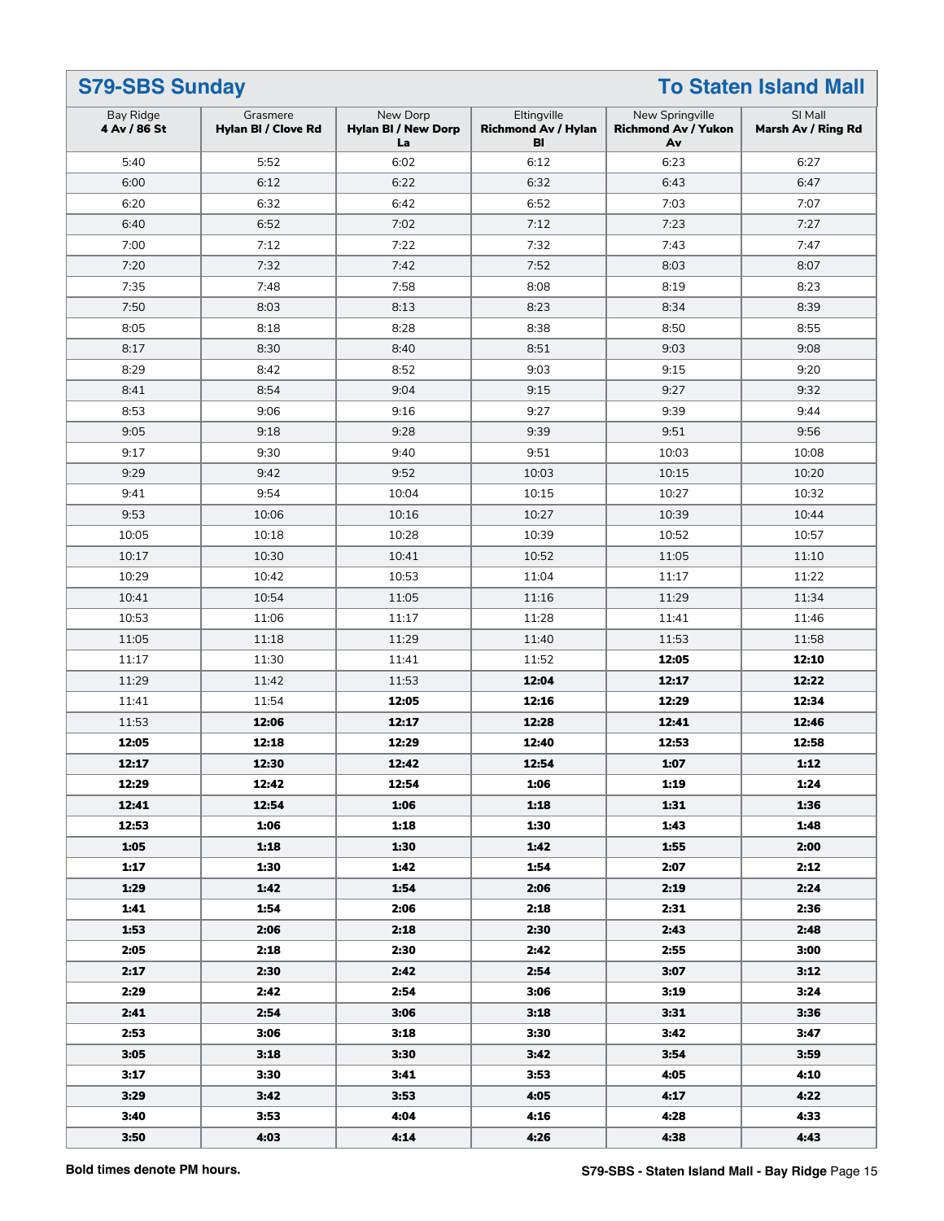## S79-SBS Sunday — To Staten Island Mall

| Bay Ridge<br>**4 Av / 86 St** | Grasmere<br>**Hylan Bl / Clove Rd** | New Dorp<br>**Hylan Bl / New Dorp La** | Eltingville<br>**Richmond Av / Hylan Bl** | New Springville<br>**Richmond Av / Yukon Av** | SI Mall<br>**Marsh Av / Ring Rd** |
|---|---|---|---|---|---|
| 5:40 | 5:52 | 6:02 | 6:12 | 6:23 | 6:27 |
| 6:00 | 6:12 | 6:22 | 6:32 | 6:43 | 6:47 |
| 6:20 | 6:32 | 6:42 | 6:52 | 7:03 | 7:07 |
| 6:40 | 6:52 | 7:02 | 7:12 | 7:23 | 7:27 |
| 7:00 | 7:12 | 7:22 | 7:32 | 7:43 | 7:47 |
| 7:20 | 7:32 | 7:42 | 7:52 | 8:03 | 8:07 |
| 7:35 | 7:48 | 7:58 | 8:08 | 8:19 | 8:23 |
| 7:50 | 8:03 | 8:13 | 8:23 | 8:34 | 8:39 |
| 8:05 | 8:18 | 8:28 | 8:38 | 8:50 | 8:55 |
| 8:17 | 8:30 | 8:40 | 8:51 | 9:03 | 9:08 |
| 8:29 | 8:42 | 8:52 | 9:03 | 9:15 | 9:20 |
| 8:41 | 8:54 | 9:04 | 9:15 | 9:27 | 9:32 |
| 8:53 | 9:06 | 9:16 | 9:27 | 9:39 | 9:44 |
| 9:05 | 9:18 | 9:28 | 9:39 | 9:51 | 9:56 |
| 9:17 | 9:30 | 9:40 | 9:51 | 10:03 | 10:08 |
| 9:29 | 9:42 | 9:52 | 10:03 | 10:15 | 10:20 |
| 9:41 | 9:54 | 10:04 | 10:15 | 10:27 | 10:32 |
| 9:53 | 10:06 | 10:16 | 10:27 | 10:39 | 10:44 |
| 10:05 | 10:18 | 10:28 | 10:39 | 10:52 | 10:57 |
| 10:17 | 10:30 | 10:41 | 10:52 | 11:05 | 11:10 |
| 10:29 | 10:42 | 10:53 | 11:04 | 11:17 | 11:22 |
| 10:41 | 10:54 | 11:05 | 11:16 | 11:29 | 11:34 |
| 10:53 | 11:06 | 11:17 | 11:28 | 11:41 | 11:46 |
| 11:05 | 11:18 | 11:29 | 11:40 | 11:53 | 11:58 |
| 11:17 | 11:30 | 11:41 | 11:52 | **12:05** | **12:10** |
| 11:29 | 11:42 | 11:53 | **12:04** | **12:17** | **12:22** |
| 11:41 | 11:54 | **12:05** | **12:16** | **12:29** | **12:34** |
| 11:53 | **12:06** | **12:17** | **12:28** | **12:41** | **12:46** |
| **12:05** | **12:18** | **12:29** | **12:40** | **12:53** | **12:58** |
| **12:17** | **12:30** | **12:42** | **12:54** | **1:07** | **1:12** |
| **12:29** | **12:42** | **12:54** | **1:06** | **1:19** | **1:24** |
| **12:41** | **12:54** | **1:06** | **1:18** | **1:31** | **1:36** |
| **12:53** | **1:06** | **1:18** | **1:30** | **1:43** | **1:48** |
| **1:05** | **1:18** | **1:30** | **1:42** | **1:55** | **2:00** |
| **1:17** | **1:30** | **1:42** | **1:54** | **2:07** | **2:12** |
| **1:29** | **1:42** | **1:54** | **2:06** | **2:19** | **2:24** |
| **1:41** | **1:54** | **2:06** | **2:18** | **2:31** | **2:36** |
| **1:53** | **2:06** | **2:18** | **2:30** | **2:43** | **2:48** |
| **2:05** | **2:18** | **2:30** | **2:42** | **2:55** | **3:00** |
| **2:17** | **2:30** | **2:42** | **2:54** | **3:07** | **3:12** |
| **2:29** | **2:42** | **2:54** | **3:06** | **3:19** | **3:24** |
| **2:41** | **2:54** | **3:06** | **3:18** | **3:31** | **3:36** |
| **2:53** | **3:06** | **3:18** | **3:30** | **3:42** | **3:47** |
| **3:05** | **3:18** | **3:30** | **3:42** | **3:54** | **3:59** |
| **3:17** | **3:30** | **3:41** | **3:53** | **4:05** | **4:10** |
| **3:29** | **3:42** | **3:53** | **4:05** | **4:17** | **4:22** |
| **3:40** | **3:53** | **4:04** | **4:16** | **4:28** | **4:33** |
| **3:50** | **4:03** | **4:14** | **4:26** | **4:38** | **4:43** |

**Bold times denote PM hours.**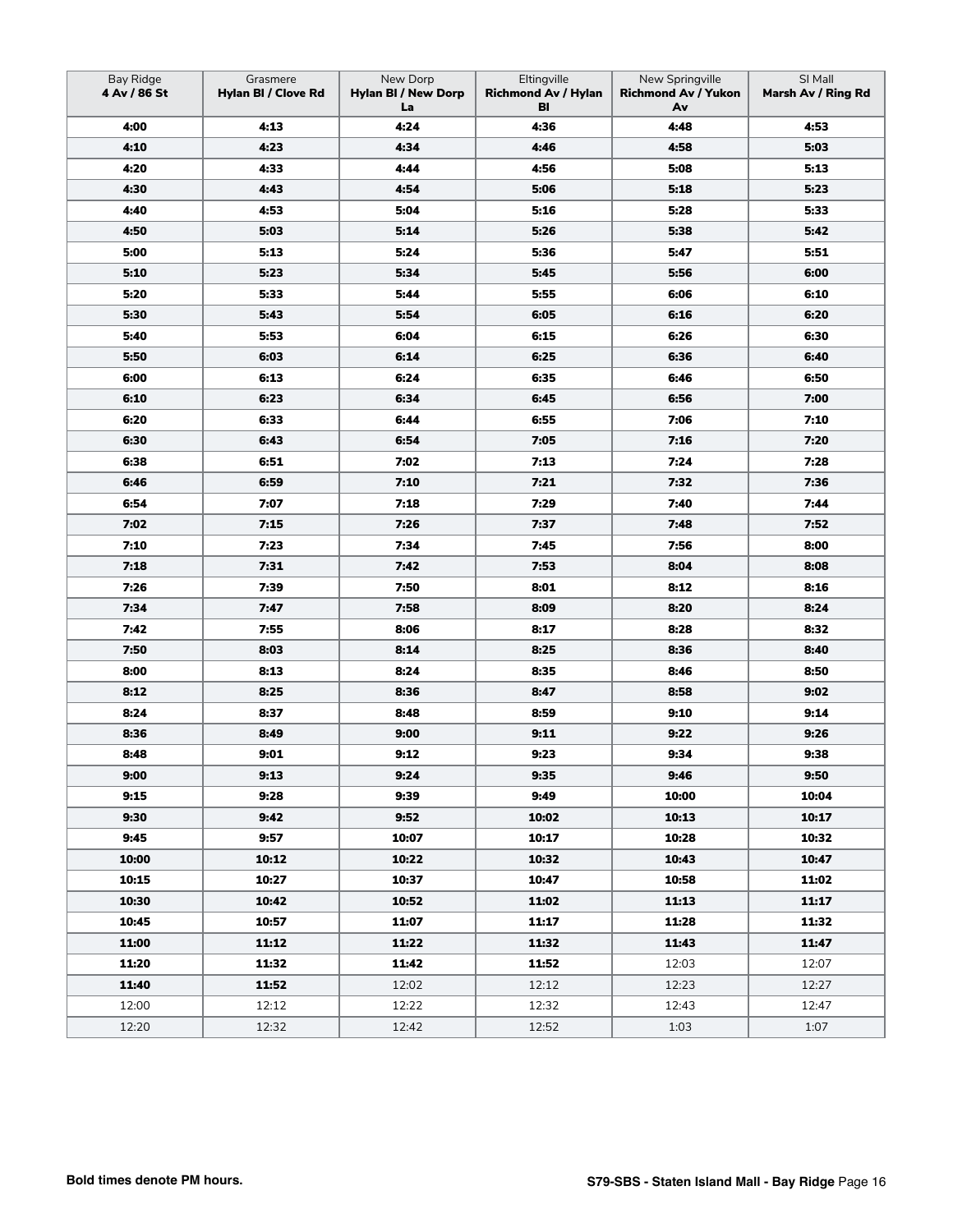| Bay Ridge **4 Av / 86 St** | Grasmere **Hylan Bl / Clove Rd** | New Dorp **Hylan Bl / New Dorp La** | Eltingville **Richmond Av / Hylan Bl** | New Springville **Richmond Av / Yukon Av** | SI Mall **Marsh Av / Ring Rd** |
|---|---|---|---|---|---|
| **4:00** | **4:13** | **4:24** | **4:36** | **4:48** | **4:53** |
| **4:10** | **4:23** | **4:34** | **4:46** | **4:58** | **5:03** |
| **4:20** | **4:33** | **4:44** | **4:56** | **5:08** | **5:13** |
| **4:30** | **4:43** | **4:54** | **5:06** | **5:18** | **5:23** |
| **4:40** | **4:53** | **5:04** | **5:16** | **5:28** | **5:33** |
| **4:50** | **5:03** | **5:14** | **5:26** | **5:38** | **5:42** |
| **5:00** | **5:13** | **5:24** | **5:36** | **5:47** | **5:51** |
| **5:10** | **5:23** | **5:34** | **5:45** | **5:56** | **6:00** |
| **5:20** | **5:33** | **5:44** | **5:55** | **6:06** | **6:10** |
| **5:30** | **5:43** | **5:54** | **6:05** | **6:16** | **6:20** |
| **5:40** | **5:53** | **6:04** | **6:15** | **6:26** | **6:30** |
| **5:50** | **6:03** | **6:14** | **6:25** | **6:36** | **6:40** |
| **6:00** | **6:13** | **6:24** | **6:35** | **6:46** | **6:50** |
| **6:10** | **6:23** | **6:34** | **6:45** | **6:56** | **7:00** |
| **6:20** | **6:33** | **6:44** | **6:55** | **7:06** | **7:10** |
| **6:30** | **6:43** | **6:54** | **7:05** | **7:16** | **7:20** |
| **6:38** | **6:51** | **7:02** | **7:13** | **7:24** | **7:28** |
| **6:46** | **6:59** | **7:10** | **7:21** | **7:32** | **7:36** |
| **6:54** | **7:07** | **7:18** | **7:29** | **7:40** | **7:44** |
| **7:02** | **7:15** | **7:26** | **7:37** | **7:48** | **7:52** |
| **7:10** | **7:23** | **7:34** | **7:45** | **7:56** | **8:00** |
| **7:18** | **7:31** | **7:42** | **7:53** | **8:04** | **8:08** |
| **7:26** | **7:39** | **7:50** | **8:01** | **8:12** | **8:16** |
| **7:34** | **7:47** | **7:58** | **8:09** | **8:20** | **8:24** |
| **7:42** | **7:55** | **8:06** | **8:17** | **8:28** | **8:32** |
| **7:50** | **8:03** | **8:14** | **8:25** | **8:36** | **8:40** |
| **8:00** | **8:13** | **8:24** | **8:35** | **8:46** | **8:50** |
| **8:12** | **8:25** | **8:36** | **8:47** | **8:58** | **9:02** |
| **8:24** | **8:37** | **8:48** | **8:59** | **9:10** | **9:14** |
| **8:36** | **8:49** | **9:00** | **9:11** | **9:22** | **9:26** |
| **8:48** | **9:01** | **9:12** | **9:23** | **9:34** | **9:38** |
| **9:00** | **9:13** | **9:24** | **9:35** | **9:46** | **9:50** |
| **9:15** | **9:28** | **9:39** | **9:49** | **10:00** | **10:04** |
| **9:30** | **9:42** | **9:52** | **10:02** | **10:13** | **10:17** |
| **9:45** | **9:57** | **10:07** | **10:17** | **10:28** | **10:32** |
| **10:00** | **10:12** | **10:22** | **10:32** | **10:43** | **10:47** |
| **10:15** | **10:27** | **10:37** | **10:47** | **10:58** | **11:02** |
| **10:30** | **10:42** | **10:52** | **11:02** | **11:13** | **11:17** |
| **10:45** | **10:57** | **11:07** | **11:17** | **11:28** | **11:32** |
| **11:00** | **11:12** | **11:22** | **11:32** | **11:43** | **11:47** |
| **11:20** | **11:32** | **11:42** | **11:52** | 12:03 | 12:07 |
| **11:40** | **11:52** | 12:02 | 12:12 | 12:23 | 12:27 |
| 12:00 | 12:12 | 12:22 | 12:32 | 12:43 | 12:47 |
| 12:20 | 12:32 | 12:42 | 12:52 | 1:03 | 1:07 |

**Bold times denote PM hours.**

**S79-SBS - Staten Island Mall - Bay Ridge**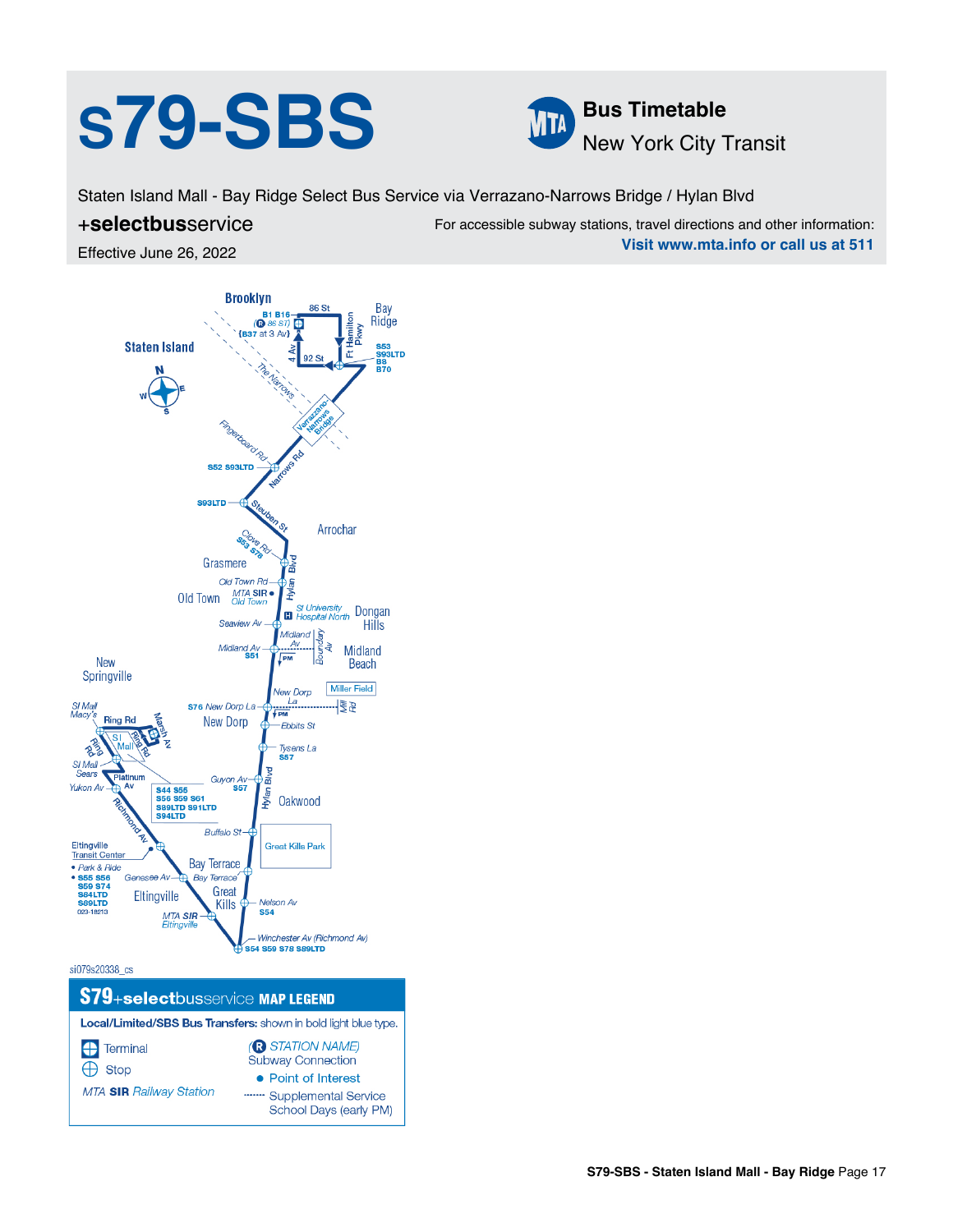# s79-SBS

**Bus Timetable**
New York City Transit

Staten Island Mall - Bay Ridge Select Bus Service via Verrazano-Narrows Bridge / Hylan Blvd

**+selectbusservice**

Effective June 26, 2022

For accessible subway stations, travel directions and other information:
**Visit www.mta.info or call us at 511**

Brooklyn

Bay Ridge

86 St

B1 B16 (R 86 ST) (B37 at 3 Av)

4 Av

92 St

Ft Hamilton Pkwy

S53 S93LTD B8 B70

Staten Island

The Narrows

Verrazano-Narrows Bridge

Fingerboard Rd

Narrows Rd

S52 S93LTD

S93LTD

Steuben St

Arrochar

Clove Rd S53 S78

Grasmere

Old Town Rd

Old Town

MTA SIR Old Town

Hylan Blvd

St University Hospital North

Dongan Hills

Seaview Av

Midland Av

Boundary Av

Midland Av S51

PM

Midland Beach

Miller Field

New Dorp La

S76 New Dorp La

Mill Rd

PM

New Dorp

Ebbits St

New Springville

SI Mall Macy's

Ring Rd

Marsh Av

SI Mall

Ring Rd

SI Mall Sears

Platinum Av

Yukon Av

S44 S55 S56 S59 S61 S89LTD S91LTD S94LTD

Tysens La S57

Guyon Av S57

Oakwood

Richmond Av

Buffalo St

Great Kills Park

Eltingville Transit Center

• Park & Ride

• S55 S56 S59 S74 S84LTD S89LTD

023-18213

Genesee Av

Bay Terrace

Bay Terrace

Great Kills

Eltingville

MTA SIR Eltingville

Nelson Av S54

Winchester Av (Richmond Av)

S54 S59 S78 S89LTD

si079s20338_cs

**S79+selectbusservice MAP LEGEND**

**Local/Limited/SBS Bus Transfers:** shown in bold light blue type.

- Terminal
- Stop
- MTA **SIR** Railway Station
- (R STATION NAME) Subway Connection
- ● Point of Interest
- ······ Supplemental Service School Days (early PM)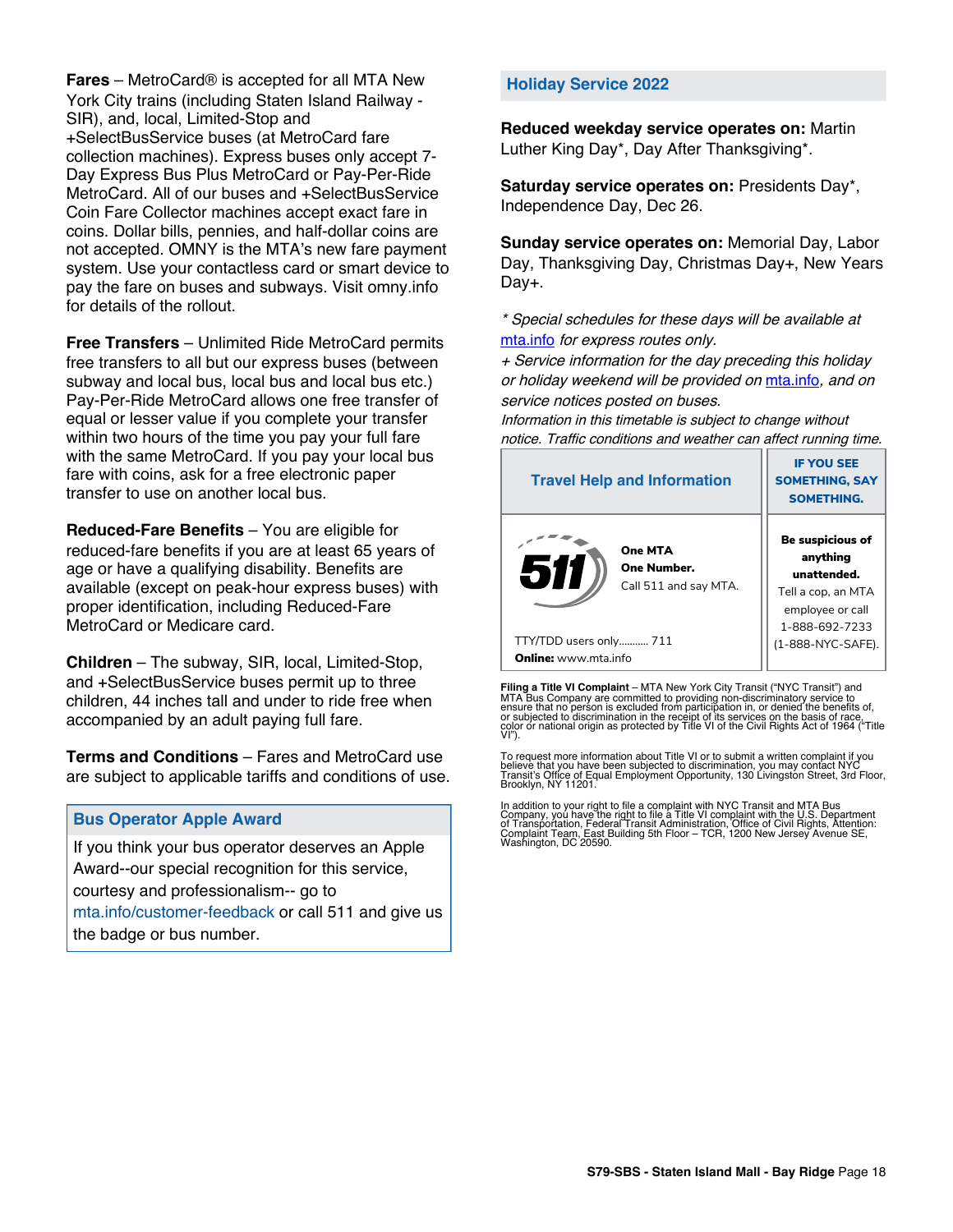**Fares** – MetroCard® is accepted for all MTA New York City trains (including Staten Island Railway - SIR), and, local, Limited-Stop and +SelectBusService buses (at MetroCard fare collection machines). Express buses only accept 7-Day Express Bus Plus MetroCard or Pay-Per-Ride MetroCard. All of our buses and +SelectBusService Coin Fare Collector machines accept exact fare in coins. Dollar bills, pennies, and half-dollar coins are not accepted. OMNY is the MTA's new fare payment system. Use your contactless card or smart device to pay the fare on buses and subways. Visit omny.info for details of the rollout.

**Free Transfers** – Unlimited Ride MetroCard permits free transfers to all but our express buses (between subway and local bus, local bus and local bus etc.) Pay-Per-Ride MetroCard allows one free transfer of equal or lesser value if you complete your transfer within two hours of the time you pay your full fare with the same MetroCard. If you pay your local bus fare with coins, ask for a free electronic paper transfer to use on another local bus.

**Reduced-Fare Benefits** – You are eligible for reduced-fare benefits if you are at least 65 years of age or have a qualifying disability. Benefits are available (except on peak-hour express buses) with proper identification, including Reduced-Fare MetroCard or Medicare card.

**Children** – The subway, SIR, local, Limited-Stop, and +SelectBusService buses permit up to three children, 44 inches tall and under to ride free when accompanied by an adult paying full fare.

**Terms and Conditions** – Fares and MetroCard use are subject to applicable tariffs and conditions of use.

## Bus Operator Apple Award

If you think your bus operator deserves an Apple Award--our special recognition for this service, courtesy and professionalism-- go to mta.info/customer-feedback or call 511 and give us the badge or bus number.

## Holiday Service 2022

**Reduced weekday service operates on:** Martin Luther King Day*, Day After Thanksgiving*.

**Saturday service operates on:** Presidents Day*, Independence Day, Dec 26.

**Sunday service operates on:** Memorial Day, Labor Day, Thanksgiving Day, Christmas Day+, New Years Day+.

*\* Special schedules for these days will be available at mta.info for express routes only.*
*+ Service information for the day preceding this holiday or holiday weekend will be provided on mta.info, and on service notices posted on buses.*
*Information in this timetable is subject to change without notice. Traffic conditions and weather can affect running time.*

| Travel Help and Information | IF YOU SEE SOMETHING, SAY SOMETHING. |
|---|---|
| 511 **One MTA One Number.** Call 511 and say MTA. TTY/TDD users only........... 711 **Online:** www.mta.info | **Be suspicious of anything unattended.** Tell a cop, an MTA employee or call 1-888-692-7233 (1-888-NYC-SAFE). |

**Filing a Title VI Complaint** – MTA New York City Transit ("NYC Transit") and MTA Bus Company are committed to providing non-discriminatory service to ensure that no person is excluded from participation in, or denied the benefits of, or subjected to discrimination in the receipt of its services on the basis of race, color or national origin as protected by Title VI of the Civil Rights Act of 1964 ("Title VI").

To request more information about Title VI or to submit a written complaint if you believe that you have been subjected to discrimination, you may contact NYC Transit's Office of Equal Employment Opportunity, 130 Livingston Street, 3rd Floor, Brooklyn, NY 11201.

In addition to your right to file a complaint with NYC Transit and MTA Bus Company, you have the right to file a Title VI complaint with the U.S. Department of Transportation, Federal Transit Administration, Office of Civil Rights, Attention: Complaint Team, East Building 5th Floor – TCR, 1200 New Jersey Avenue SE, Washington, DC 20590.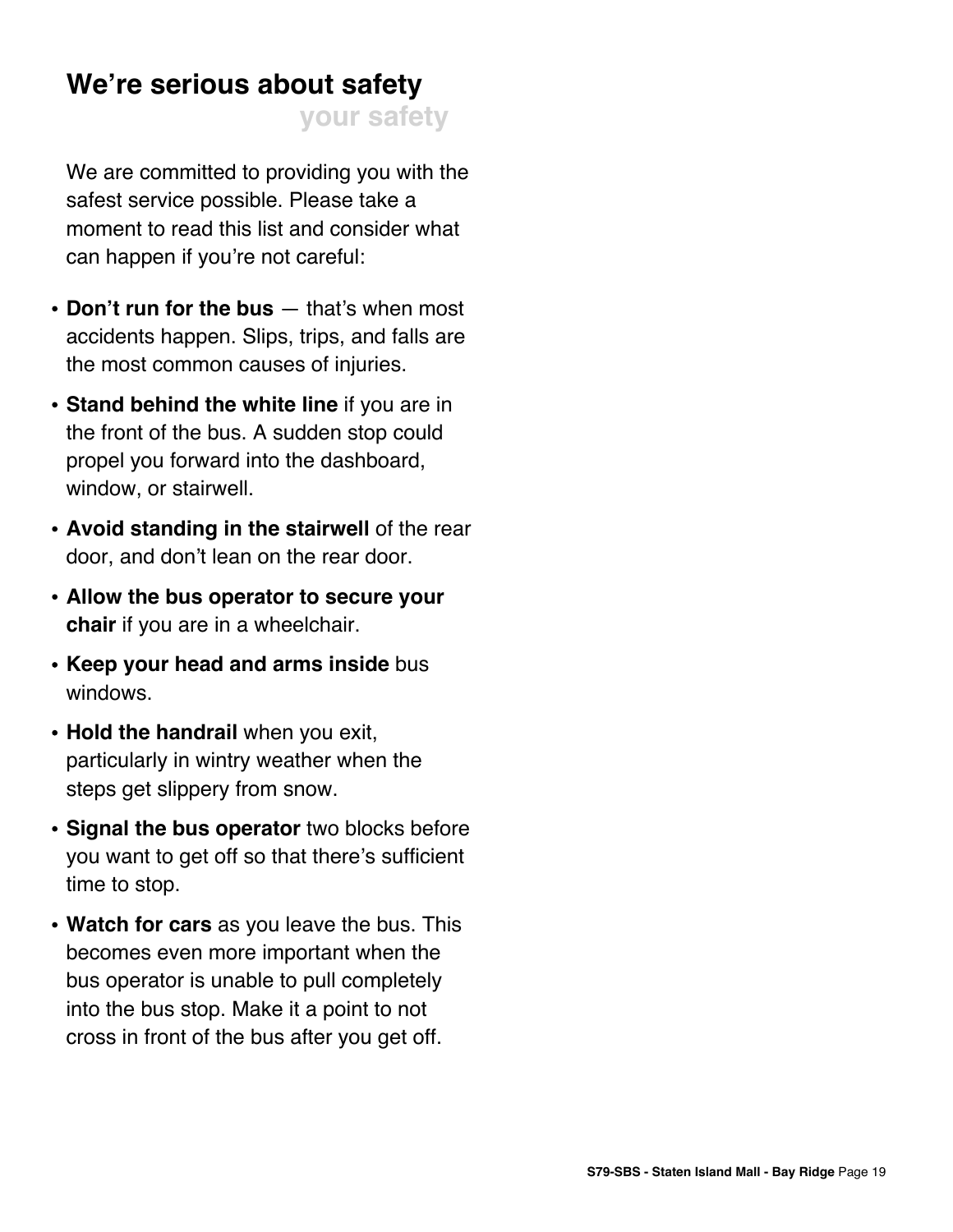# We're serious about safety

## your safety

We are committed to providing you with the safest service possible. Please take a moment to read this list and consider what can happen if you're not careful:

- **Don't run for the bus** — that's when most accidents happen. Slips, trips, and falls are the most common causes of injuries.
- **Stand behind the white line** if you are in the front of the bus. A sudden stop could propel you forward into the dashboard, window, or stairwell.
- **Avoid standing in the stairwell** of the rear door, and don't lean on the rear door.
- **Allow the bus operator to secure your chair** if you are in a wheelchair.
- **Keep your head and arms inside** bus windows.
- **Hold the handrail** when you exit, particularly in wintry weather when the steps get slippery from snow.
- **Signal the bus operator** two blocks before you want to get off so that there's sufficient time to stop.
- **Watch for cars** as you leave the bus. This becomes even more important when the bus operator is unable to pull completely into the bus stop. Make it a point to not cross in front of the bus after you get off.